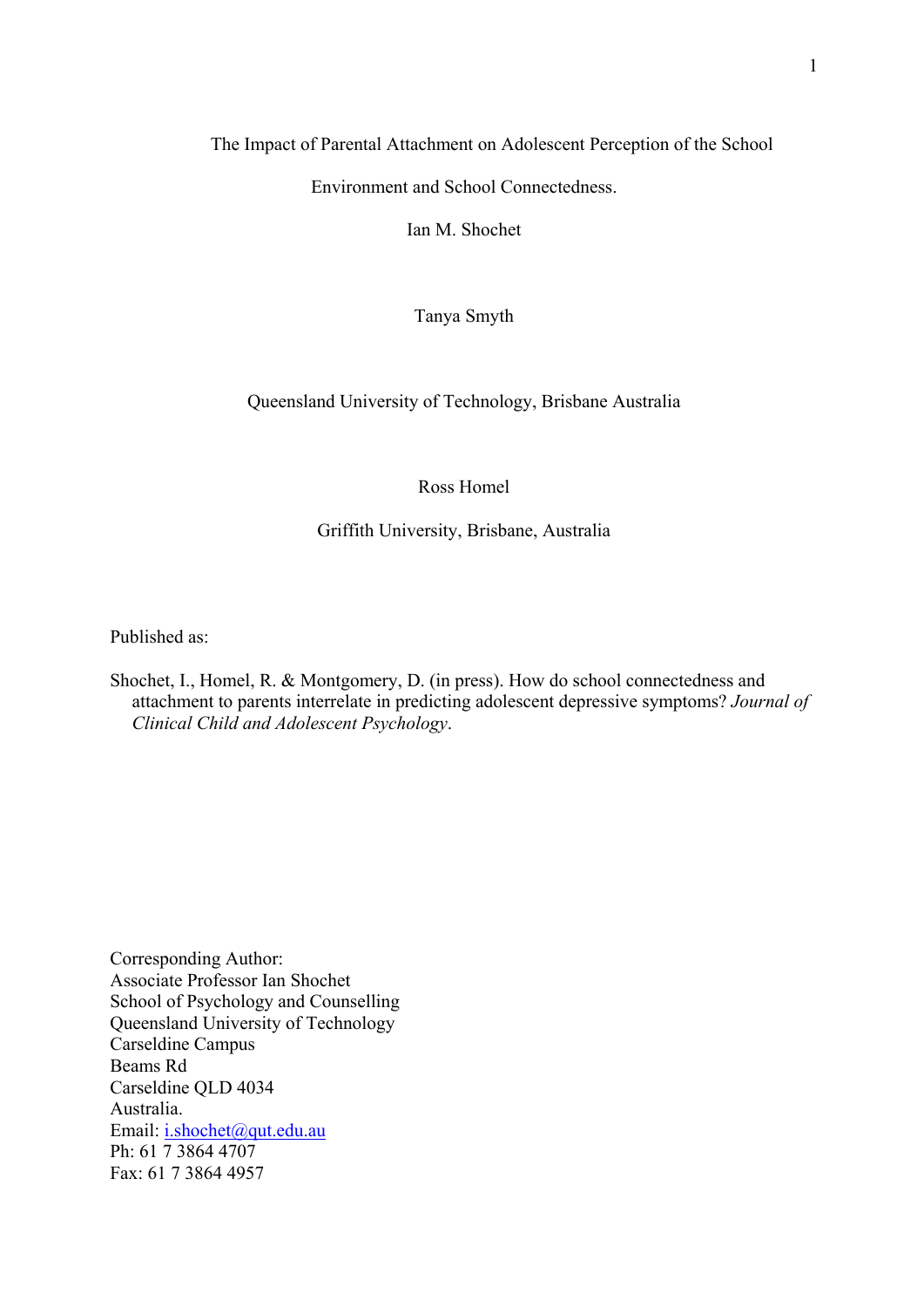# The Impact of Parental Attachment on Adolescent Perception of the School Environment and School Connectedness.

Ian M. Shochet

Tanya Smyth

Queensland University of Technology, Brisbane Australia

Ross Homel

Griffith University, Brisbane, Australia

Published as:

Shochet, I., Homel, R. & Montgomery, D. (in press). How do school connectedness and attachment to parents interrelate in predicting adolescent depressive symptoms? *Journal of Clinical Child and Adolescent Psychology*.

Corresponding Author:
Associate Professor Ian Shochet
School of Psychology and Counselling
Queensland University of Technology
Carseldine Campus
Beams Rd
Carseldine QLD 4034
Australia.
Email: i.shochet@qut.edu.au
Ph: 61 7 3864 4707
Fax: 61 7 3864 4957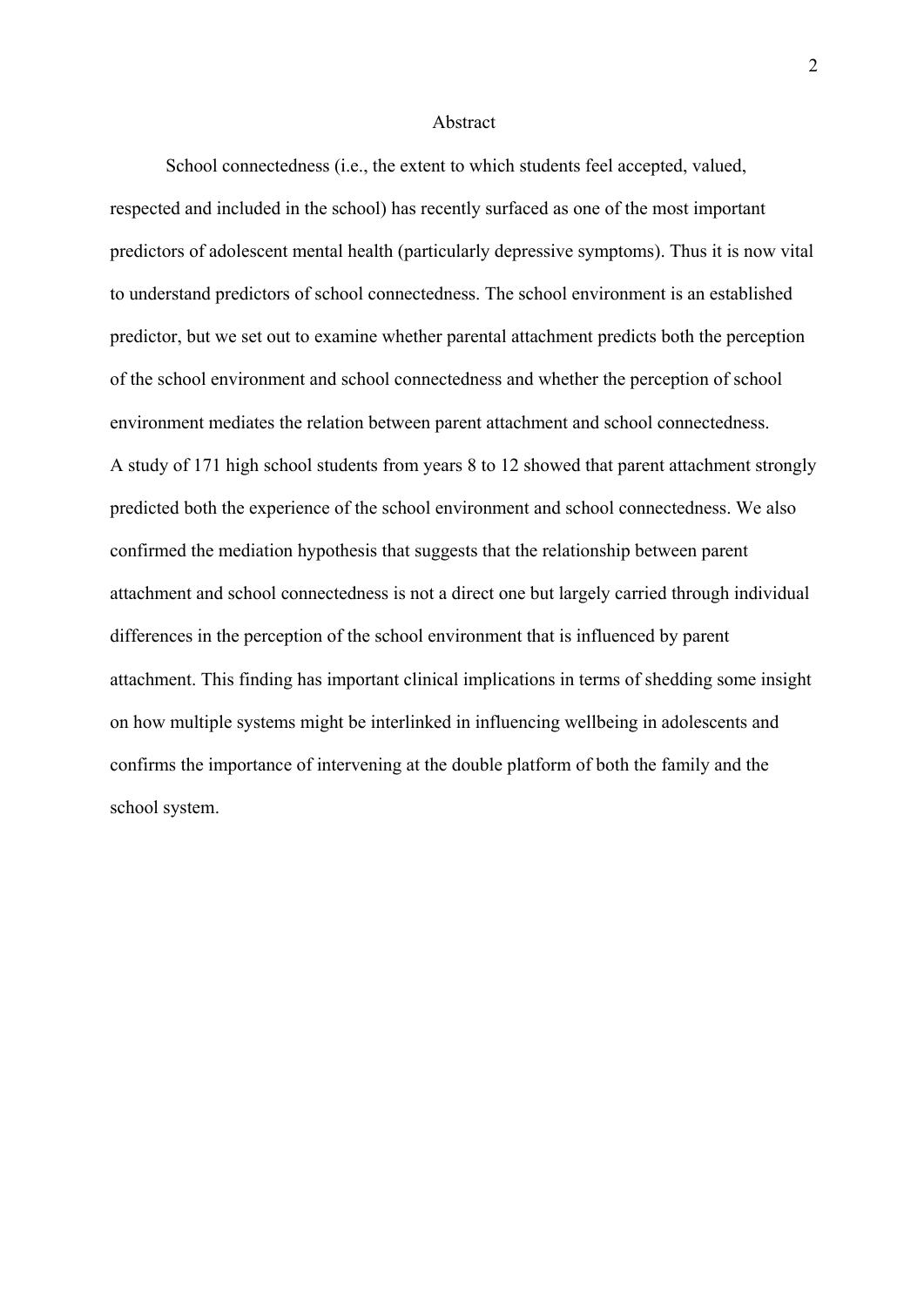# Abstract

School connectedness (i.e., the extent to which students feel accepted, valued, respected and included in the school) has recently surfaced as one of the most important predictors of adolescent mental health (particularly depressive symptoms). Thus it is now vital to understand predictors of school connectedness. The school environment is an established predictor, but we set out to examine whether parental attachment predicts both the perception of the school environment and school connectedness and whether the perception of school environment mediates the relation between parent attachment and school connectedness.

A study of 171 high school students from years 8 to 12 showed that parent attachment strongly predicted both the experience of the school environment and school connectedness. We also confirmed the mediation hypothesis that suggests that the relationship between parent attachment and school connectedness is not a direct one but largely carried through individual differences in the perception of the school environment that is influenced by parent attachment. This finding has important clinical implications in terms of shedding some insight on how multiple systems might be interlinked in influencing wellbeing in adolescents and confirms the importance of intervening at the double platform of both the family and the school system.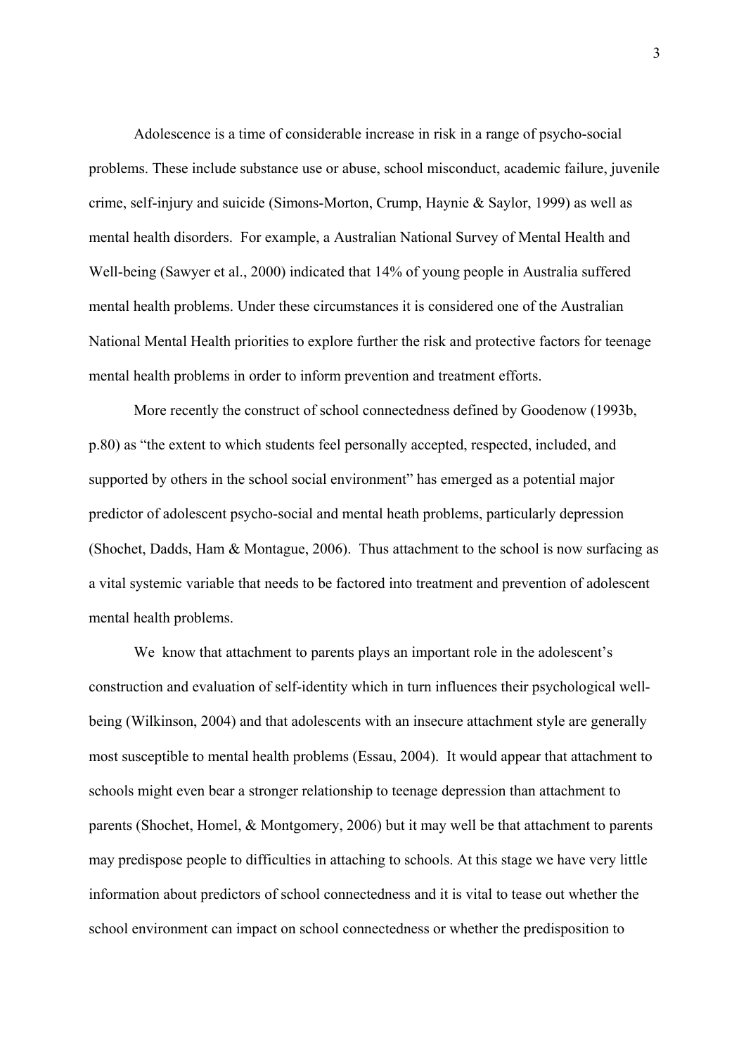Adolescence is a time of considerable increase in risk in a range of psycho-social problems. These include substance use or abuse, school misconduct, academic failure, juvenile crime, self-injury and suicide (Simons-Morton, Crump, Haynie & Saylor, 1999) as well as mental health disorders. For example, a Australian National Survey of Mental Health and Well-being (Sawyer et al., 2000) indicated that 14% of young people in Australia suffered mental health problems. Under these circumstances it is considered one of the Australian National Mental Health priorities to explore further the risk and protective factors for teenage mental health problems in order to inform prevention and treatment efforts.

More recently the construct of school connectedness defined by Goodenow (1993b, p.80) as "the extent to which students feel personally accepted, respected, included, and supported by others in the school social environment" has emerged as a potential major predictor of adolescent psycho-social and mental heath problems, particularly depression (Shochet, Dadds, Ham & Montague, 2006). Thus attachment to the school is now surfacing as a vital systemic variable that needs to be factored into treatment and prevention of adolescent mental health problems.

We know that attachment to parents plays an important role in the adolescent's construction and evaluation of self-identity which in turn influences their psychological well-being (Wilkinson, 2004) and that adolescents with an insecure attachment style are generally most susceptible to mental health problems (Essau, 2004). It would appear that attachment to schools might even bear a stronger relationship to teenage depression than attachment to parents (Shochet, Homel, & Montgomery, 2006) but it may well be that attachment to parents may predispose people to difficulties in attaching to schools. At this stage we have very little information about predictors of school connectedness and it is vital to tease out whether the school environment can impact on school connectedness or whether the predisposition to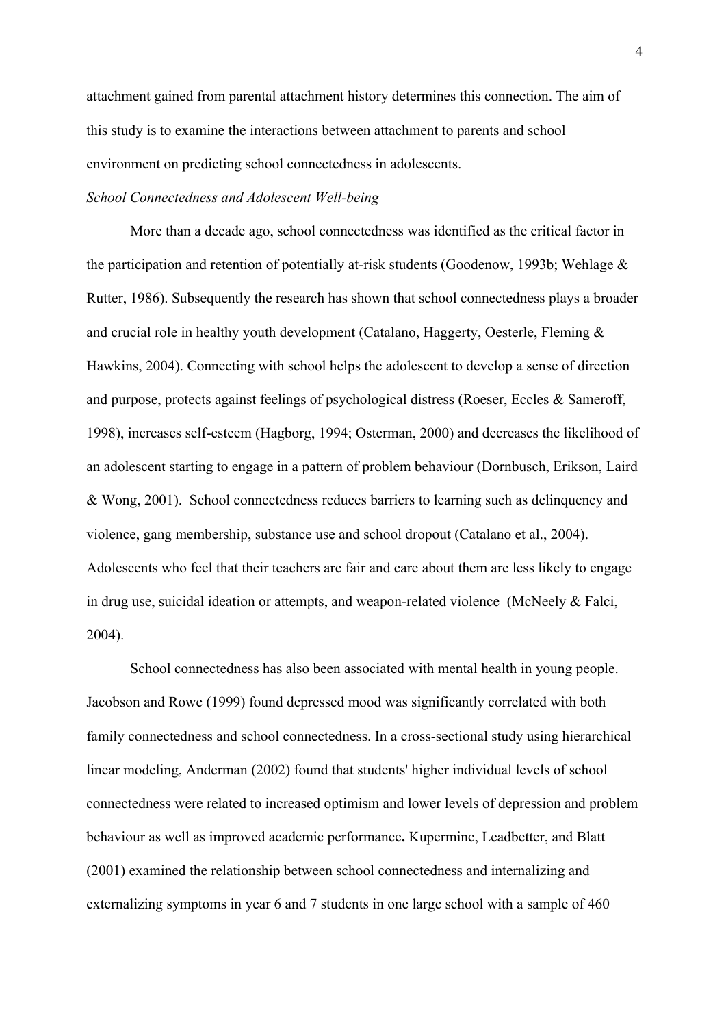attachment gained from parental attachment history determines this connection. The aim of this study is to examine the interactions between attachment to parents and school environment on predicting school connectedness in adolescents.

*School Connectedness and Adolescent Well-being*

More than a decade ago, school connectedness was identified as the critical factor in the participation and retention of potentially at-risk students (Goodenow, 1993b; Wehlage & Rutter, 1986). Subsequently the research has shown that school connectedness plays a broader and crucial role in healthy youth development (Catalano, Haggerty, Oesterle, Fleming & Hawkins, 2004). Connecting with school helps the adolescent to develop a sense of direction and purpose, protects against feelings of psychological distress (Roeser, Eccles & Sameroff, 1998), increases self-esteem (Hagborg, 1994; Osterman, 2000) and decreases the likelihood of an adolescent starting to engage in a pattern of problem behaviour (Dornbusch, Erikson, Laird & Wong, 2001). School connectedness reduces barriers to learning such as delinquency and violence, gang membership, substance use and school dropout (Catalano et al., 2004). Adolescents who feel that their teachers are fair and care about them are less likely to engage in drug use, suicidal ideation or attempts, and weapon-related violence (McNeely & Falci, 2004).

School connectedness has also been associated with mental health in young people. Jacobson and Rowe (1999) found depressed mood was significantly correlated with both family connectedness and school connectedness. In a cross-sectional study using hierarchical linear modeling, Anderman (2002) found that students' higher individual levels of school connectedness were related to increased optimism and lower levels of depression and problem behaviour as well as improved academic performance**.** Kuperminc, Leadbetter, and Blatt (2001) examined the relationship between school connectedness and internalizing and externalizing symptoms in year 6 and 7 students in one large school with a sample of 460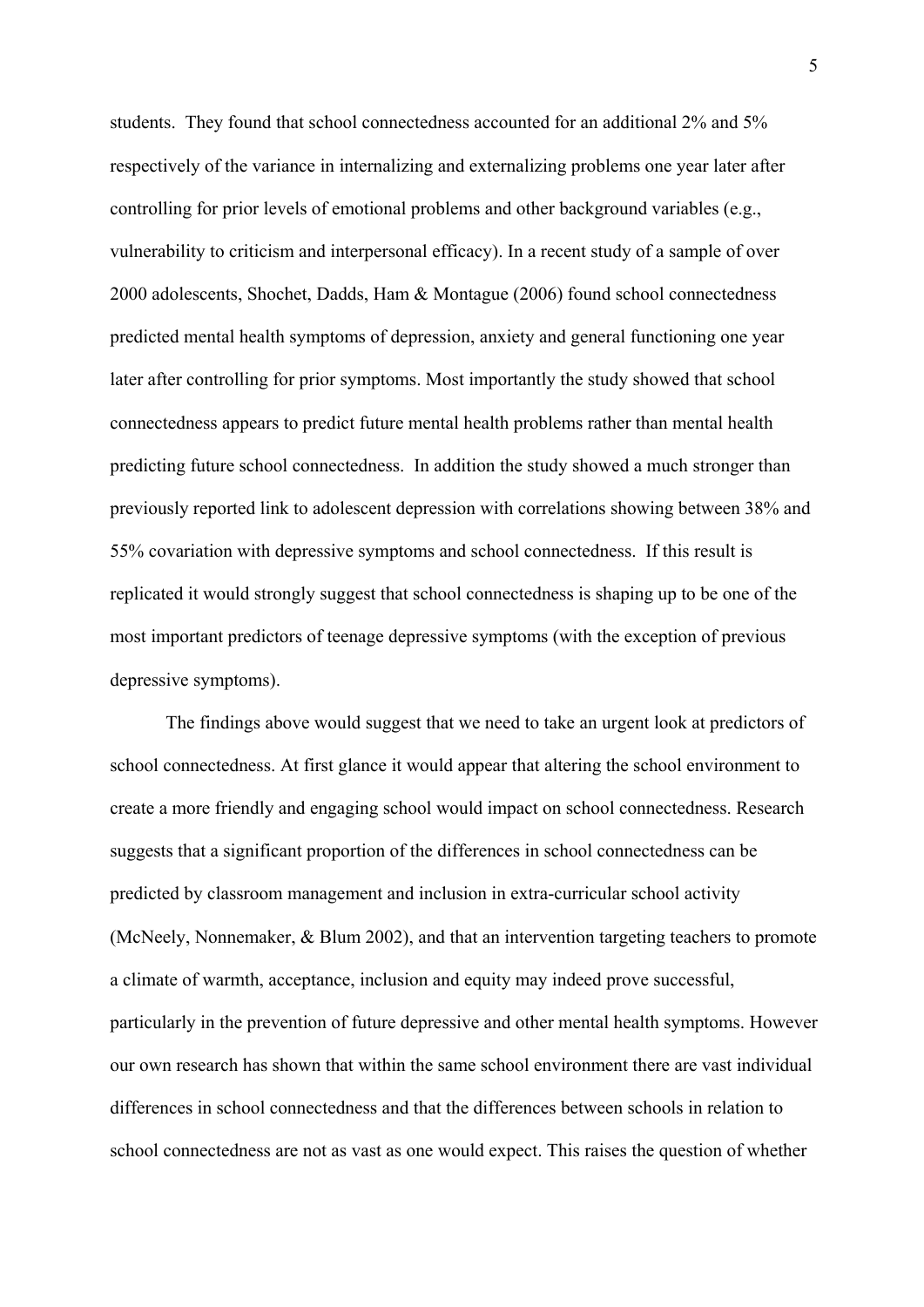students. They found that school connectedness accounted for an additional 2% and 5% respectively of the variance in internalizing and externalizing problems one year later after controlling for prior levels of emotional problems and other background variables (e.g., vulnerability to criticism and interpersonal efficacy). In a recent study of a sample of over 2000 adolescents, Shochet, Dadds, Ham & Montague (2006) found school connectedness predicted mental health symptoms of depression, anxiety and general functioning one year later after controlling for prior symptoms. Most importantly the study showed that school connectedness appears to predict future mental health problems rather than mental health predicting future school connectedness. In addition the study showed a much stronger than previously reported link to adolescent depression with correlations showing between 38% and 55% covariation with depressive symptoms and school connectedness. If this result is replicated it would strongly suggest that school connectedness is shaping up to be one of the most important predictors of teenage depressive symptoms (with the exception of previous depressive symptoms).

The findings above would suggest that we need to take an urgent look at predictors of school connectedness. At first glance it would appear that altering the school environment to create a more friendly and engaging school would impact on school connectedness. Research suggests that a significant proportion of the differences in school connectedness can be predicted by classroom management and inclusion in extra-curricular school activity (McNeely, Nonnemaker, & Blum 2002), and that an intervention targeting teachers to promote a climate of warmth, acceptance, inclusion and equity may indeed prove successful, particularly in the prevention of future depressive and other mental health symptoms. However our own research has shown that within the same school environment there are vast individual differences in school connectedness and that the differences between schools in relation to school connectedness are not as vast as one would expect. This raises the question of whether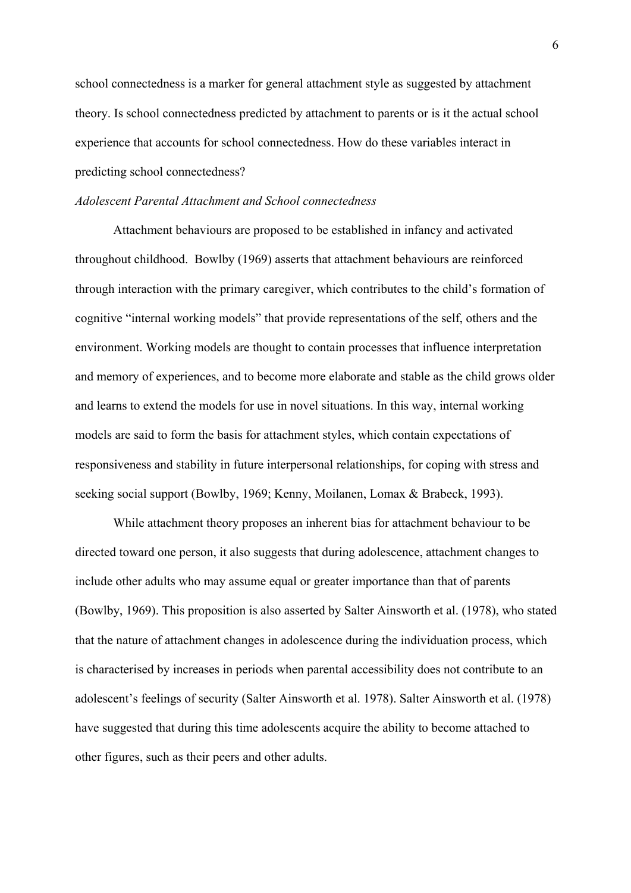school connectedness is a marker for general attachment style as suggested by attachment theory. Is school connectedness predicted by attachment to parents or is it the actual school experience that accounts for school connectedness. How do these variables interact in predicting school connectedness?

*Adolescent Parental Attachment and School connectedness*

Attachment behaviours are proposed to be established in infancy and activated throughout childhood. Bowlby (1969) asserts that attachment behaviours are reinforced through interaction with the primary caregiver, which contributes to the child's formation of cognitive "internal working models" that provide representations of the self, others and the environment. Working models are thought to contain processes that influence interpretation and memory of experiences, and to become more elaborate and stable as the child grows older and learns to extend the models for use in novel situations. In this way, internal working models are said to form the basis for attachment styles, which contain expectations of responsiveness and stability in future interpersonal relationships, for coping with stress and seeking social support (Bowlby, 1969; Kenny, Moilanen, Lomax & Brabeck, 1993).

While attachment theory proposes an inherent bias for attachment behaviour to be directed toward one person, it also suggests that during adolescence, attachment changes to include other adults who may assume equal or greater importance than that of parents (Bowlby, 1969). This proposition is also asserted by Salter Ainsworth et al. (1978), who stated that the nature of attachment changes in adolescence during the individuation process, which is characterised by increases in periods when parental accessibility does not contribute to an adolescent's feelings of security (Salter Ainsworth et al. 1978). Salter Ainsworth et al. (1978) have suggested that during this time adolescents acquire the ability to become attached to other figures, such as their peers and other adults.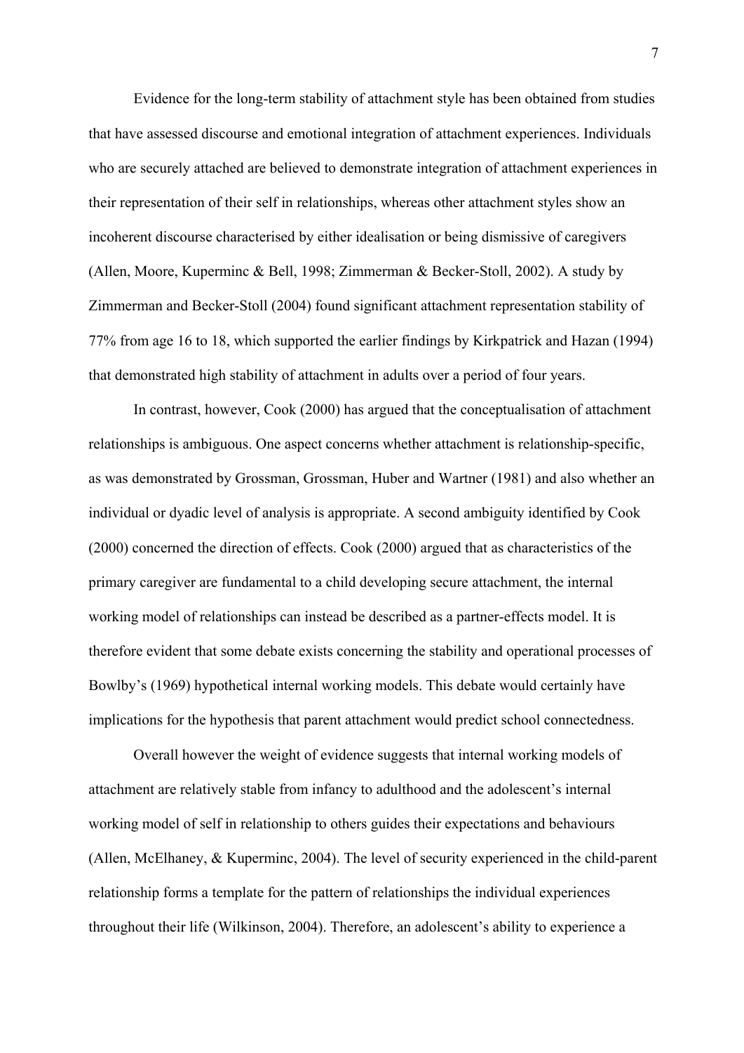Evidence for the long-term stability of attachment style has been obtained from studies that have assessed discourse and emotional integration of attachment experiences. Individuals who are securely attached are believed to demonstrate integration of attachment experiences in their representation of their self in relationships, whereas other attachment styles show an incoherent discourse characterised by either idealisation or being dismissive of caregivers (Allen, Moore, Kuperminc & Bell, 1998; Zimmerman & Becker-Stoll, 2002). A study by Zimmerman and Becker-Stoll (2004) found significant attachment representation stability of 77% from age 16 to 18, which supported the earlier findings by Kirkpatrick and Hazan (1994) that demonstrated high stability of attachment in adults over a period of four years.

In contrast, however, Cook (2000) has argued that the conceptualisation of attachment relationships is ambiguous. One aspect concerns whether attachment is relationship-specific, as was demonstrated by Grossman, Grossman, Huber and Wartner (1981) and also whether an individual or dyadic level of analysis is appropriate. A second ambiguity identified by Cook (2000) concerned the direction of effects. Cook (2000) argued that as characteristics of the primary caregiver are fundamental to a child developing secure attachment, the internal working model of relationships can instead be described as a partner-effects model. It is therefore evident that some debate exists concerning the stability and operational processes of Bowlby's (1969) hypothetical internal working models. This debate would certainly have implications for the hypothesis that parent attachment would predict school connectedness.

Overall however the weight of evidence suggests that internal working models of attachment are relatively stable from infancy to adulthood and the adolescent's internal working model of self in relationship to others guides their expectations and behaviours (Allen, McElhaney, & Kuperminc, 2004). The level of security experienced in the child-parent relationship forms a template for the pattern of relationships the individual experiences throughout their life (Wilkinson, 2004). Therefore, an adolescent's ability to experience a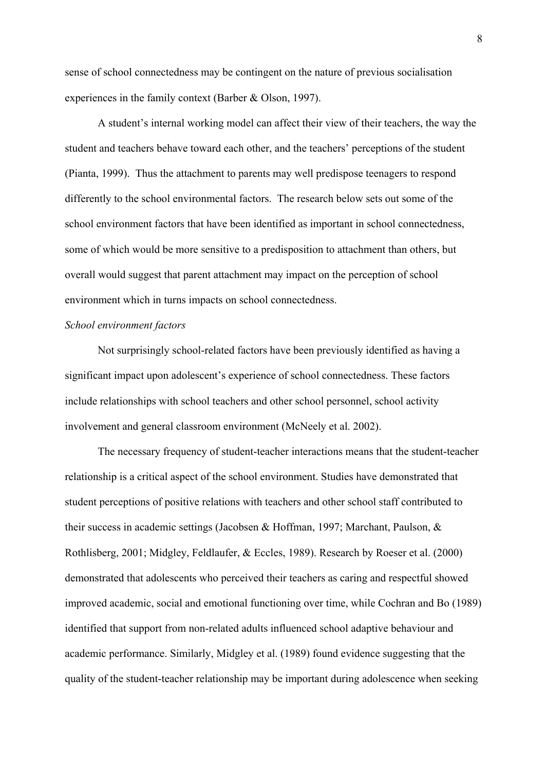sense of school connectedness may be contingent on the nature of previous socialisation experiences in the family context (Barber & Olson, 1997).

A student's internal working model can affect their view of their teachers, the way the student and teachers behave toward each other, and the teachers' perceptions of the student (Pianta, 1999). Thus the attachment to parents may well predispose teenagers to respond differently to the school environmental factors. The research below sets out some of the school environment factors that have been identified as important in school connectedness, some of which would be more sensitive to a predisposition to attachment than others, but overall would suggest that parent attachment may impact on the perception of school environment which in turns impacts on school connectedness.

*School environment factors*

Not surprisingly school-related factors have been previously identified as having a significant impact upon adolescent's experience of school connectedness. These factors include relationships with school teachers and other school personnel, school activity involvement and general classroom environment (McNeely et al. 2002).

The necessary frequency of student-teacher interactions means that the student-teacher relationship is a critical aspect of the school environment. Studies have demonstrated that student perceptions of positive relations with teachers and other school staff contributed to their success in academic settings (Jacobsen & Hoffman, 1997; Marchant, Paulson, & Rothlisberg, 2001; Midgley, Feldlaufer, & Eccles, 1989). Research by Roeser et al. (2000) demonstrated that adolescents who perceived their teachers as caring and respectful showed improved academic, social and emotional functioning over time, while Cochran and Bo (1989) identified that support from non-related adults influenced school adaptive behaviour and academic performance. Similarly, Midgley et al. (1989) found evidence suggesting that the quality of the student-teacher relationship may be important during adolescence when seeking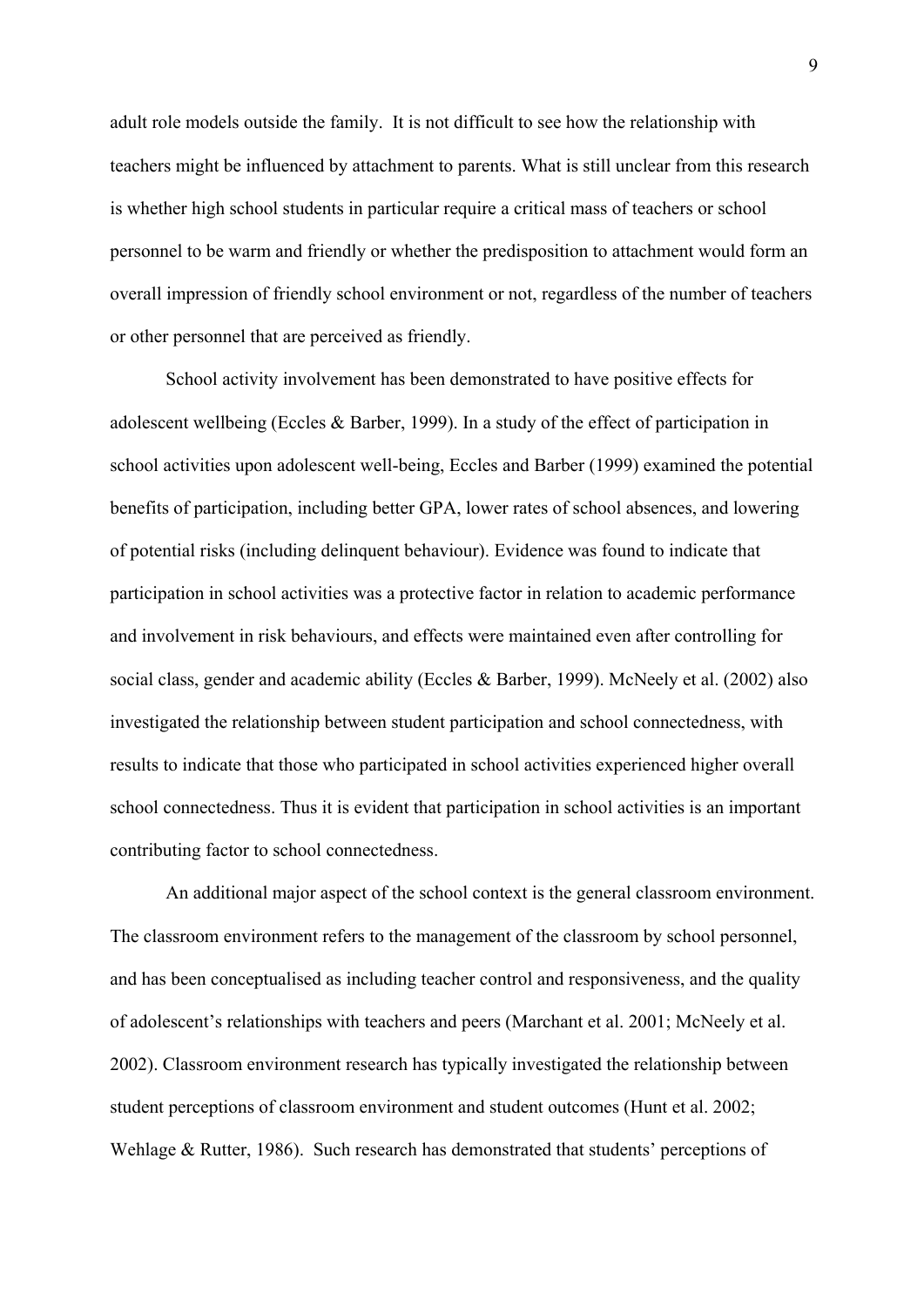adult role models outside the family. It is not difficult to see how the relationship with teachers might be influenced by attachment to parents. What is still unclear from this research is whether high school students in particular require a critical mass of teachers or school personnel to be warm and friendly or whether the predisposition to attachment would form an overall impression of friendly school environment or not, regardless of the number of teachers or other personnel that are perceived as friendly.

School activity involvement has been demonstrated to have positive effects for adolescent wellbeing (Eccles & Barber, 1999). In a study of the effect of participation in school activities upon adolescent well-being, Eccles and Barber (1999) examined the potential benefits of participation, including better GPA, lower rates of school absences, and lowering of potential risks (including delinquent behaviour). Evidence was found to indicate that participation in school activities was a protective factor in relation to academic performance and involvement in risk behaviours, and effects were maintained even after controlling for social class, gender and academic ability (Eccles & Barber, 1999). McNeely et al. (2002) also investigated the relationship between student participation and school connectedness, with results to indicate that those who participated in school activities experienced higher overall school connectedness. Thus it is evident that participation in school activities is an important contributing factor to school connectedness.

An additional major aspect of the school context is the general classroom environment. The classroom environment refers to the management of the classroom by school personnel, and has been conceptualised as including teacher control and responsiveness, and the quality of adolescent's relationships with teachers and peers (Marchant et al. 2001; McNeely et al. 2002). Classroom environment research has typically investigated the relationship between student perceptions of classroom environment and student outcomes (Hunt et al. 2002; Wehlage & Rutter, 1986). Such research has demonstrated that students' perceptions of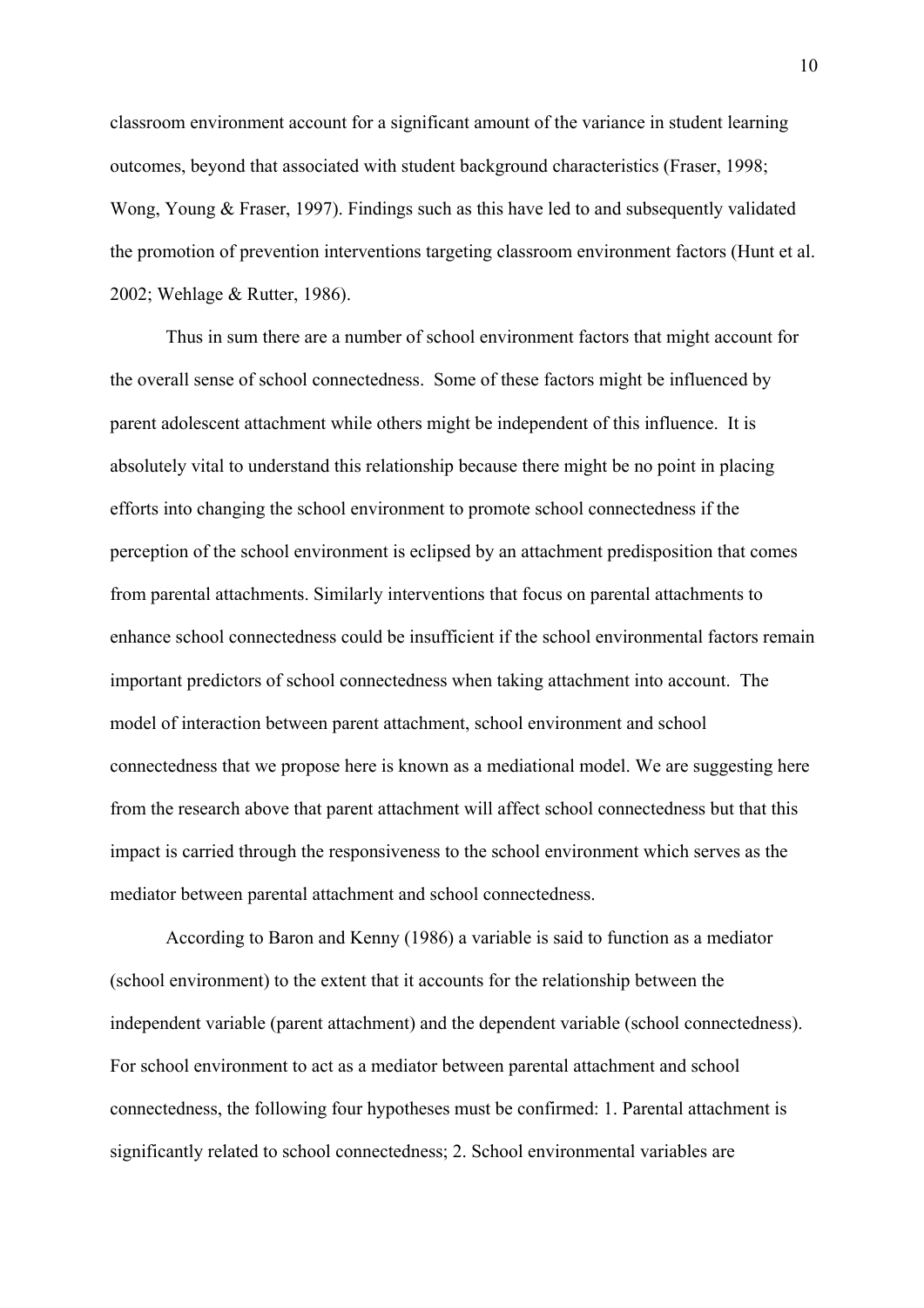classroom environment account for a significant amount of the variance in student learning outcomes, beyond that associated with student background characteristics (Fraser, 1998; Wong, Young & Fraser, 1997). Findings such as this have led to and subsequently validated the promotion of prevention interventions targeting classroom environment factors (Hunt et al. 2002; Wehlage & Rutter, 1986).

Thus in sum there are a number of school environment factors that might account for the overall sense of school connectedness. Some of these factors might be influenced by parent adolescent attachment while others might be independent of this influence. It is absolutely vital to understand this relationship because there might be no point in placing efforts into changing the school environment to promote school connectedness if the perception of the school environment is eclipsed by an attachment predisposition that comes from parental attachments. Similarly interventions that focus on parental attachments to enhance school connectedness could be insufficient if the school environmental factors remain important predictors of school connectedness when taking attachment into account. The model of interaction between parent attachment, school environment and school connectedness that we propose here is known as a mediational model. We are suggesting here from the research above that parent attachment will affect school connectedness but that this impact is carried through the responsiveness to the school environment which serves as the mediator between parental attachment and school connectedness.

According to Baron and Kenny (1986) a variable is said to function as a mediator (school environment) to the extent that it accounts for the relationship between the independent variable (parent attachment) and the dependent variable (school connectedness). For school environment to act as a mediator between parental attachment and school connectedness, the following four hypotheses must be confirmed: 1. Parental attachment is significantly related to school connectedness; 2. School environmental variables are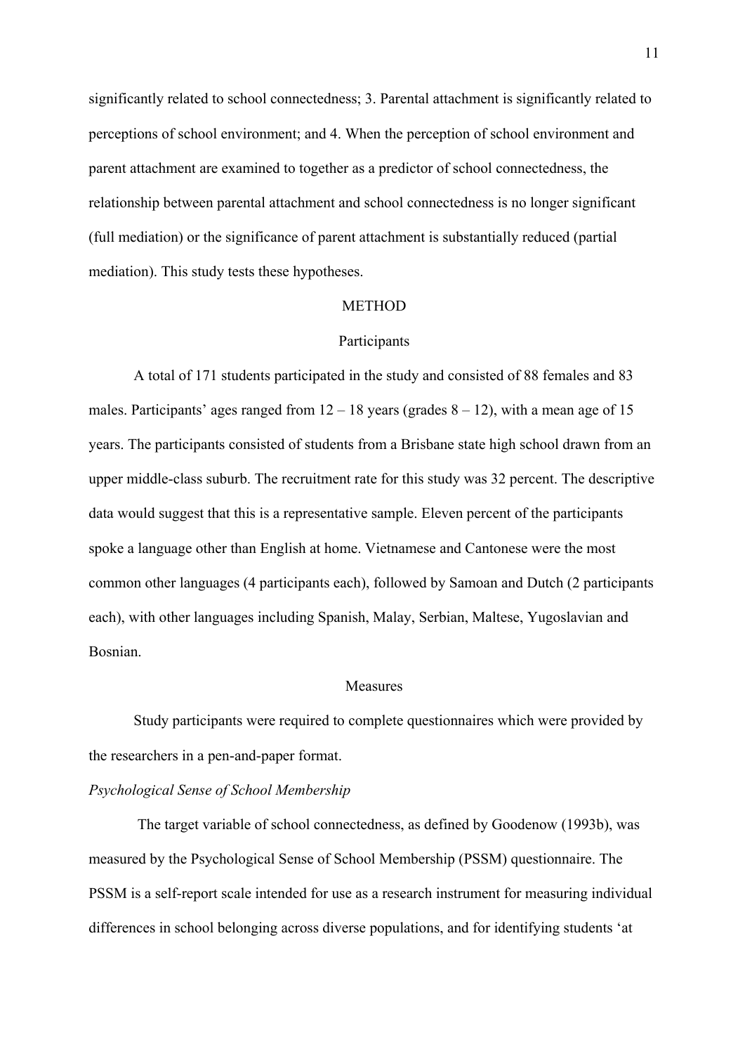significantly related to school connectedness; 3. Parental attachment is significantly related to perceptions of school environment; and 4. When the perception of school environment and parent attachment are examined to together as a predictor of school connectedness, the relationship between parental attachment and school connectedness is no longer significant (full mediation) or the significance of parent attachment is substantially reduced (partial mediation). This study tests these hypotheses.

# METHOD

## Participants

A total of 171 students participated in the study and consisted of 88 females and 83 males. Participants' ages ranged from 12 – 18 years (grades 8 – 12), with a mean age of 15 years. The participants consisted of students from a Brisbane state high school drawn from an upper middle-class suburb. The recruitment rate for this study was 32 percent. The descriptive data would suggest that this is a representative sample. Eleven percent of the participants spoke a language other than English at home. Vietnamese and Cantonese were the most common other languages (4 participants each), followed by Samoan and Dutch (2 participants each), with other languages including Spanish, Malay, Serbian, Maltese, Yugoslavian and Bosnian.

## Measures

Study participants were required to complete questionnaires which were provided by the researchers in a pen-and-paper format.

### *Psychological Sense of School Membership*

The target variable of school connectedness, as defined by Goodenow (1993b), was measured by the Psychological Sense of School Membership (PSSM) questionnaire. The PSSM is a self-report scale intended for use as a research instrument for measuring individual differences in school belonging across diverse populations, and for identifying students 'at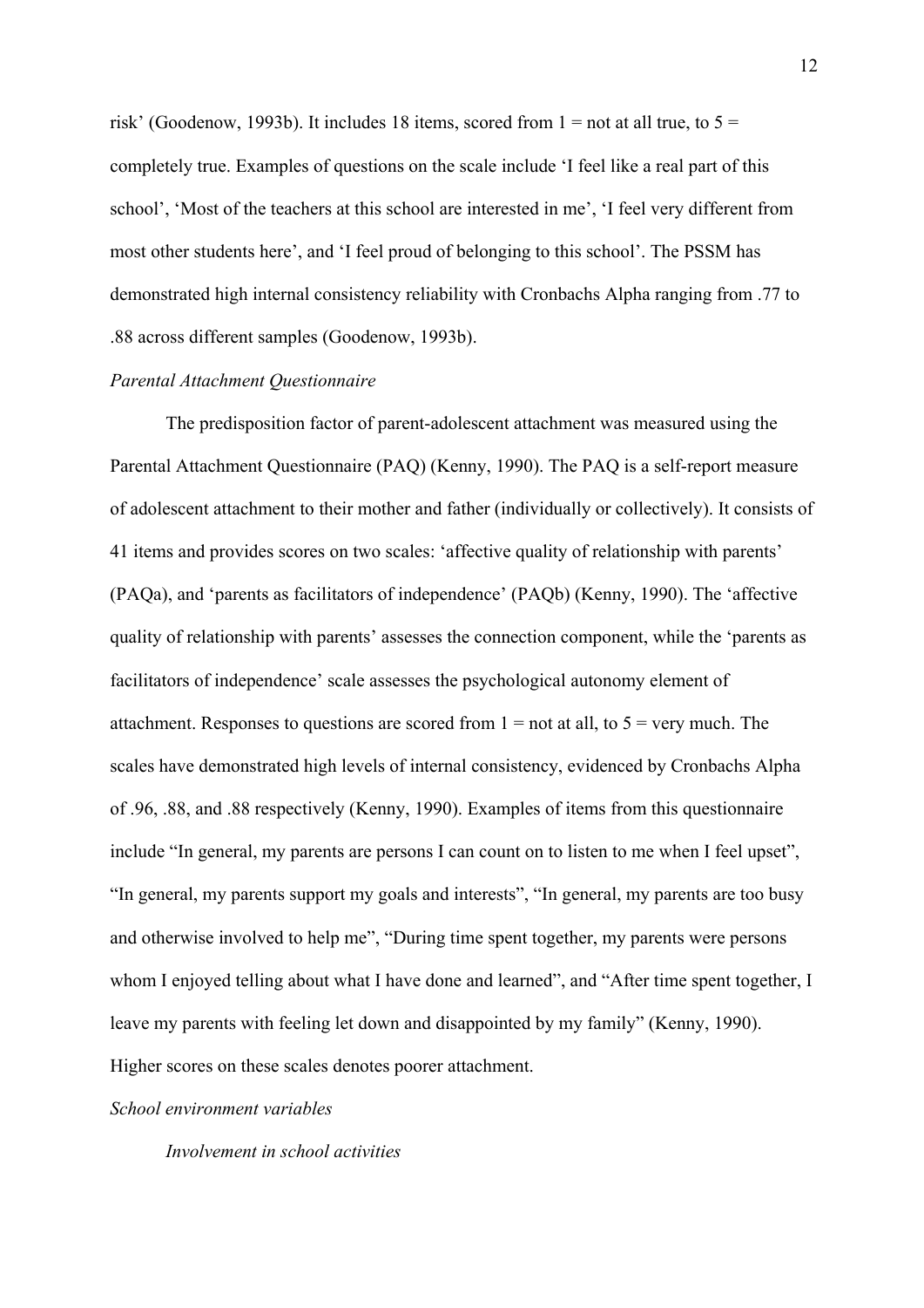risk' (Goodenow, 1993b). It includes 18 items, scored from 1 = not at all true, to 5 = completely true. Examples of questions on the scale include 'I feel like a real part of this school', 'Most of the teachers at this school are interested in me', 'I feel very different from most other students here', and 'I feel proud of belonging to this school'. The PSSM has demonstrated high internal consistency reliability with Cronbachs Alpha ranging from .77 to .88 across different samples (Goodenow, 1993b).

*Parental Attachment Questionnaire*

The predisposition factor of parent-adolescent attachment was measured using the Parental Attachment Questionnaire (PAQ) (Kenny, 1990). The PAQ is a self-report measure of adolescent attachment to their mother and father (individually or collectively). It consists of 41 items and provides scores on two scales: 'affective quality of relationship with parents' (PAQa), and 'parents as facilitators of independence' (PAQb) (Kenny, 1990). The 'affective quality of relationship with parents' assesses the connection component, while the 'parents as facilitators of independence' scale assesses the psychological autonomy element of attachment. Responses to questions are scored from 1 = not at all, to 5 = very much. The scales have demonstrated high levels of internal consistency, evidenced by Cronbachs Alpha of .96, .88, and .88 respectively (Kenny, 1990). Examples of items from this questionnaire include "In general, my parents are persons I can count on to listen to me when I feel upset", "In general, my parents support my goals and interests", "In general, my parents are too busy and otherwise involved to help me", "During time spent together, my parents were persons whom I enjoyed telling about what I have done and learned", and "After time spent together, I leave my parents with feeling let down and disappointed by my family" (Kenny, 1990). Higher scores on these scales denotes poorer attachment.

*School environment variables*

*Involvement in school activities*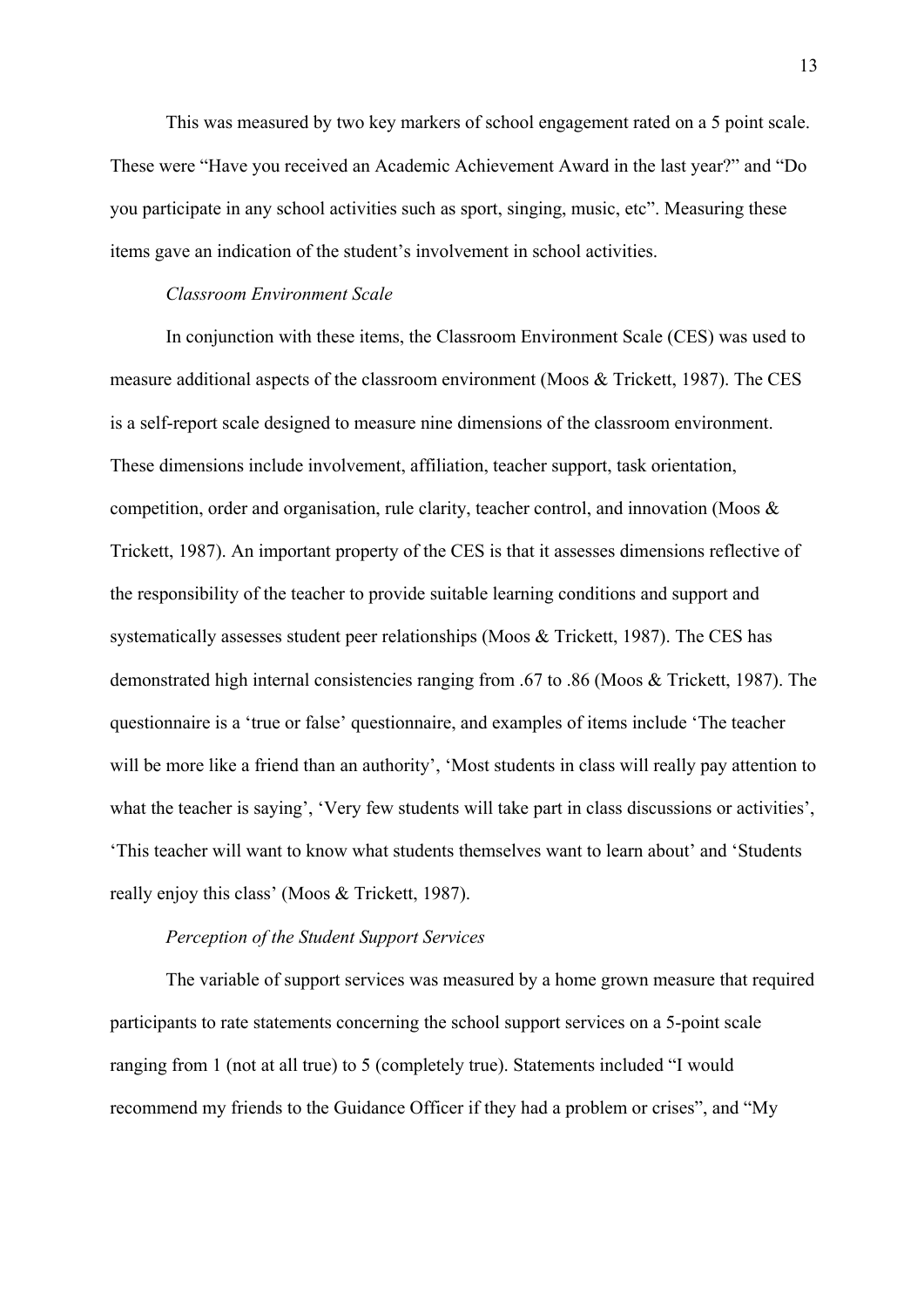This was measured by two key markers of school engagement rated on a 5 point scale. These were "Have you received an Academic Achievement Award in the last year?" and "Do you participate in any school activities such as sport, singing, music, etc". Measuring these items gave an indication of the student's involvement in school activities.

*Classroom Environment Scale*

In conjunction with these items, the Classroom Environment Scale (CES) was used to measure additional aspects of the classroom environment (Moos & Trickett, 1987). The CES is a self-report scale designed to measure nine dimensions of the classroom environment. These dimensions include involvement, affiliation, teacher support, task orientation, competition, order and organisation, rule clarity, teacher control, and innovation (Moos & Trickett, 1987). An important property of the CES is that it assesses dimensions reflective of the responsibility of the teacher to provide suitable learning conditions and support and systematically assesses student peer relationships (Moos & Trickett, 1987). The CES has demonstrated high internal consistencies ranging from .67 to .86 (Moos & Trickett, 1987). The questionnaire is a 'true or false' questionnaire, and examples of items include 'The teacher will be more like a friend than an authority', 'Most students in class will really pay attention to what the teacher is saying', 'Very few students will take part in class discussions or activities', 'This teacher will want to know what students themselves want to learn about' and 'Students really enjoy this class' (Moos & Trickett, 1987).

*Perception of the Student Support Services*

The variable of support services was measured by a home grown measure that required participants to rate statements concerning the school support services on a 5-point scale ranging from 1 (not at all true) to 5 (completely true). Statements included "I would recommend my friends to the Guidance Officer if they had a problem or crises", and "My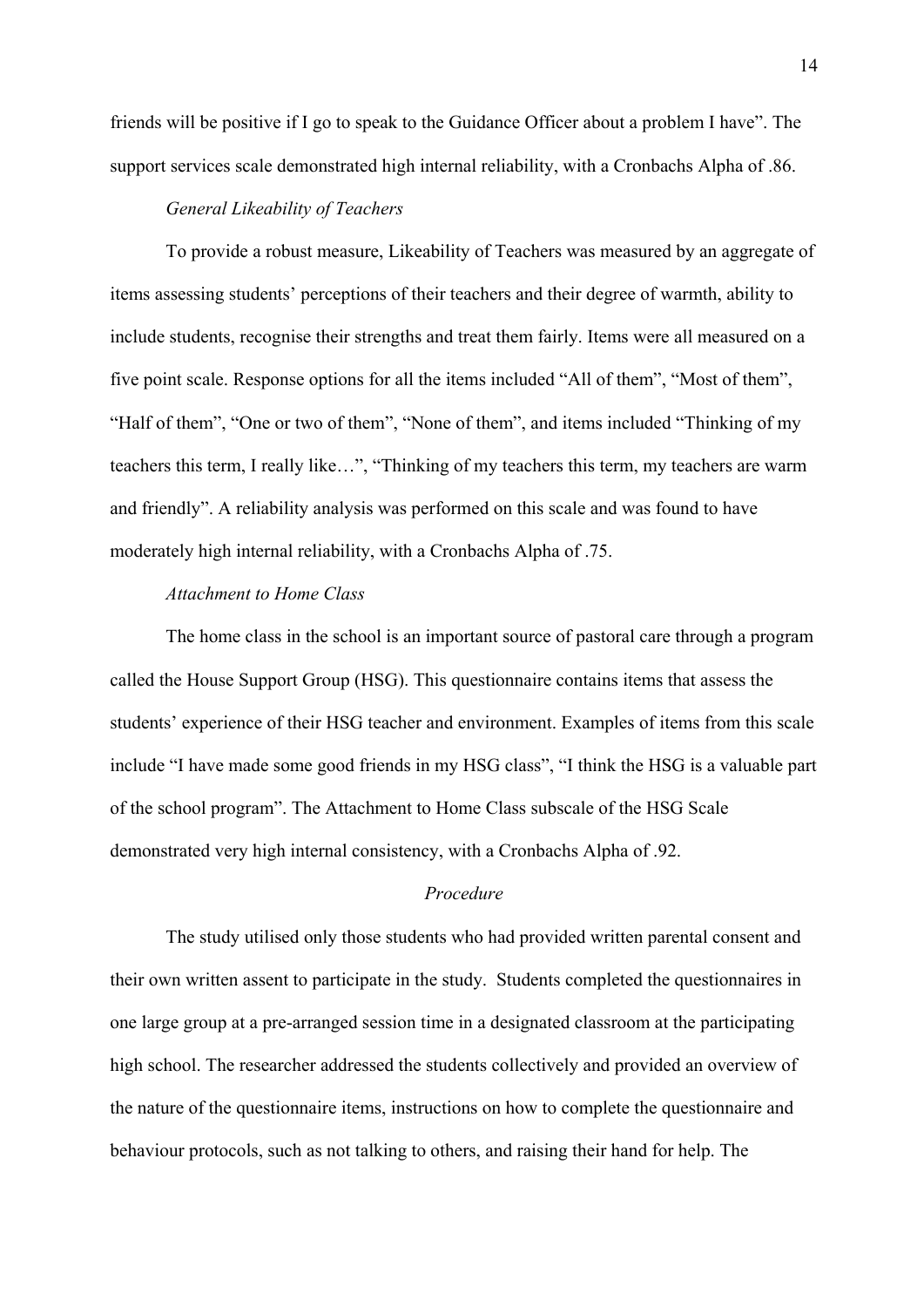friends will be positive if I go to speak to the Guidance Officer about a problem I have". The support services scale demonstrated high internal reliability, with a Cronbachs Alpha of .86.

### *General Likeability of Teachers*

To provide a robust measure, Likeability of Teachers was measured by an aggregate of items assessing students' perceptions of their teachers and their degree of warmth, ability to include students, recognise their strengths and treat them fairly. Items were all measured on a five point scale. Response options for all the items included "All of them", "Most of them", "Half of them", "One or two of them", "None of them", and items included "Thinking of my teachers this term, I really like…", "Thinking of my teachers this term, my teachers are warm and friendly". A reliability analysis was performed on this scale and was found to have moderately high internal reliability, with a Cronbachs Alpha of .75.

### *Attachment to Home Class*

The home class in the school is an important source of pastoral care through a program called the House Support Group (HSG). This questionnaire contains items that assess the students' experience of their HSG teacher and environment. Examples of items from this scale include "I have made some good friends in my HSG class", "I think the HSG is a valuable part of the school program". The Attachment to Home Class subscale of the HSG Scale demonstrated very high internal consistency, with a Cronbachs Alpha of .92.

## *Procedure*

The study utilised only those students who had provided written parental consent and their own written assent to participate in the study. Students completed the questionnaires in one large group at a pre-arranged session time in a designated classroom at the participating high school. The researcher addressed the students collectively and provided an overview of the nature of the questionnaire items, instructions on how to complete the questionnaire and behaviour protocols, such as not talking to others, and raising their hand for help. The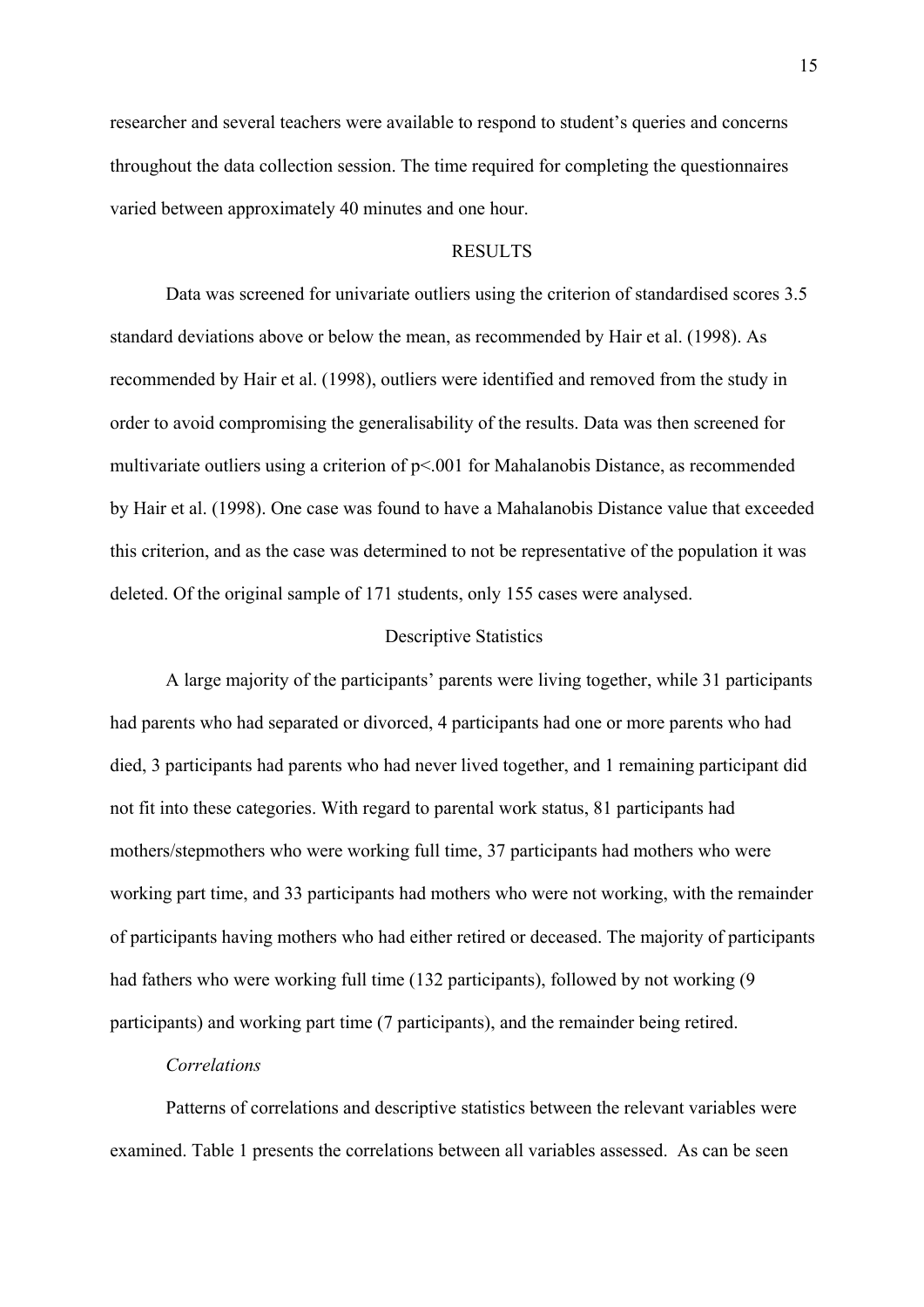researcher and several teachers were available to respond to student's queries and concerns throughout the data collection session. The time required for completing the questionnaires varied between approximately 40 minutes and one hour.

## RESULTS

Data was screened for univariate outliers using the criterion of standardised scores 3.5 standard deviations above or below the mean, as recommended by Hair et al. (1998). As recommended by Hair et al. (1998), outliers were identified and removed from the study in order to avoid compromising the generalisability of the results. Data was then screened for multivariate outliers using a criterion of $p<.001$ for Mahalanobis Distance, as recommended by Hair et al. (1998). One case was found to have a Mahalanobis Distance value that exceeded this criterion, and as the case was determined to not be representative of the population it was deleted. Of the original sample of 171 students, only 155 cases were analysed.

### Descriptive Statistics

A large majority of the participants' parents were living together, while 31 participants had parents who had separated or divorced, 4 participants had one or more parents who had died, 3 participants had parents who had never lived together, and 1 remaining participant did not fit into these categories. With regard to parental work status, 81 participants had mothers/stepmothers who were working full time, 37 participants had mothers who were working part time, and 33 participants had mothers who were not working, with the remainder of participants having mothers who had either retired or deceased. The majority of participants had fathers who were working full time (132 participants), followed by not working (9 participants) and working part time (7 participants), and the remainder being retired.

#### *Correlations*

Patterns of correlations and descriptive statistics between the relevant variables were examined. Table 1 presents the correlations between all variables assessed. As can be seen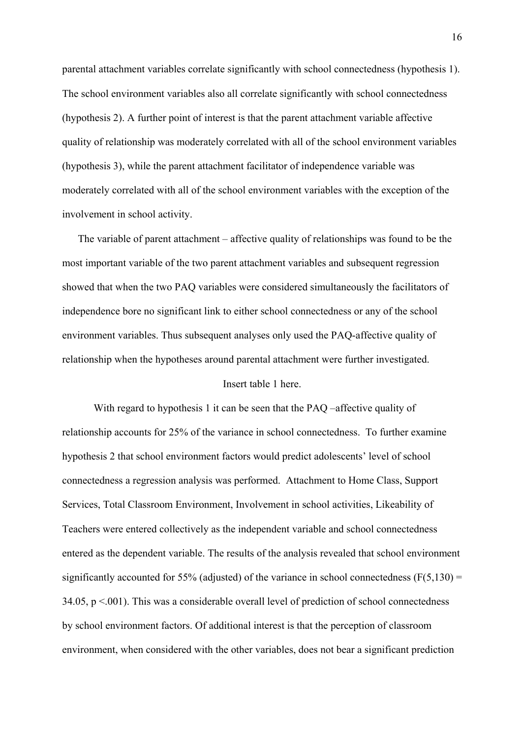parental attachment variables correlate significantly with school connectedness (hypothesis 1). The school environment variables also all correlate significantly with school connectedness (hypothesis 2). A further point of interest is that the parent attachment variable affective quality of relationship was moderately correlated with all of the school environment variables (hypothesis 3), while the parent attachment facilitator of independence variable was moderately correlated with all of the school environment variables with the exception of the involvement in school activity.

The variable of parent attachment – affective quality of relationships was found to be the most important variable of the two parent attachment variables and subsequent regression showed that when the two PAQ variables were considered simultaneously the facilitators of independence bore no significant link to either school connectedness or any of the school environment variables. Thus subsequent analyses only used the PAQ-affective quality of relationship when the hypotheses around parental attachment were further investigated.

Insert table 1 here.

With regard to hypothesis 1 it can be seen that the PAQ –affective quality of relationship accounts for 25% of the variance in school connectedness. To further examine hypothesis 2 that school environment factors would predict adolescents' level of school connectedness a regression analysis was performed. Attachment to Home Class, Support Services, Total Classroom Environment, Involvement in school activities, Likeability of Teachers were entered collectively as the independent variable and school connectedness entered as the dependent variable. The results of the analysis revealed that school environment significantly accounted for 55% (adjusted) of the variance in school connectedness ($F(5,130) = 34.05$, $p < .001$). This was a considerable overall level of prediction of school connectedness by school environment factors. Of additional interest is that the perception of classroom environment, when considered with the other variables, does not bear a significant prediction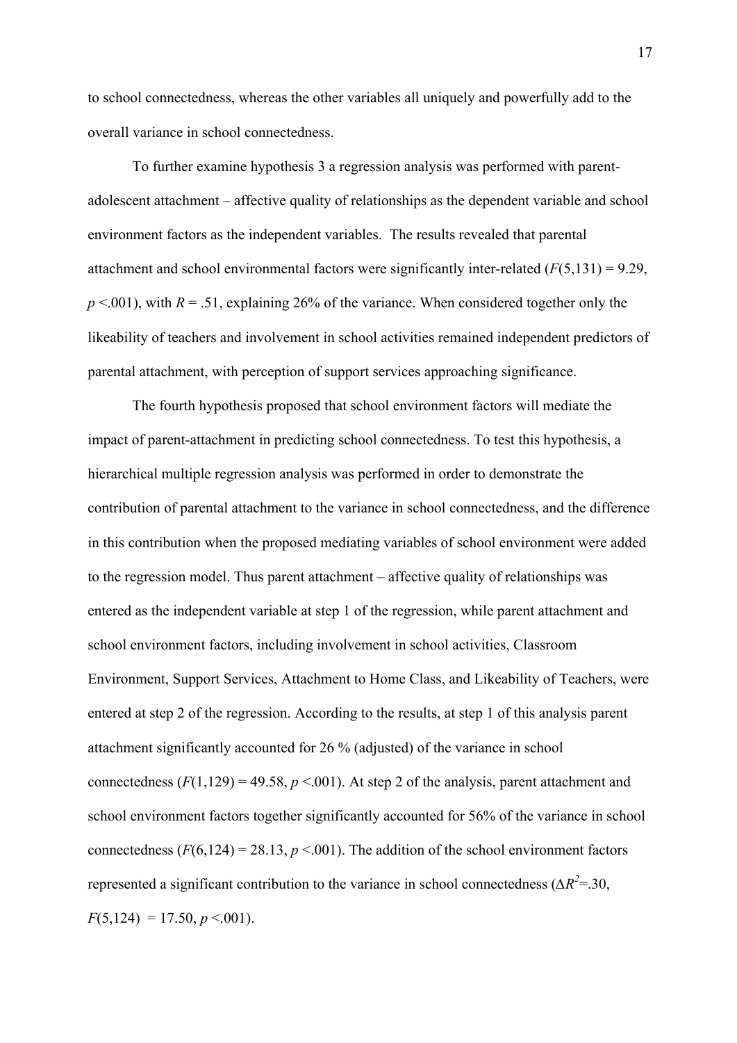to school connectedness, whereas the other variables all uniquely and powerfully add to the overall variance in school connectedness.

To further examine hypothesis 3 a regression analysis was performed with parent-adolescent attachment – affective quality of relationships as the dependent variable and school environment factors as the independent variables. The results revealed that parental attachment and school environmental factors were significantly inter-related ($F(5,131) = 9.29$, $p < .001$), with $R = .51$, explaining 26% of the variance. When considered together only the likeability of teachers and involvement in school activities remained independent predictors of parental attachment, with perception of support services approaching significance.

The fourth hypothesis proposed that school environment factors will mediate the impact of parent-attachment in predicting school connectedness. To test this hypothesis, a hierarchical multiple regression analysis was performed in order to demonstrate the contribution of parental attachment to the variance in school connectedness, and the difference in this contribution when the proposed mediating variables of school environment were added to the regression model. Thus parent attachment – affective quality of relationships was entered as the independent variable at step 1 of the regression, while parent attachment and school environment factors, including involvement in school activities, Classroom Environment, Support Services, Attachment to Home Class, and Likeability of Teachers, were entered at step 2 of the regression. According to the results, at step 1 of this analysis parent attachment significantly accounted for 26 % (adjusted) of the variance in school connectedness ($F(1,129) = 49.58$, $p < .001$). At step 2 of the analysis, parent attachment and school environment factors together significantly accounted for 56% of the variance in school connectedness ($F(6,124) = 28.13$, $p < .001$). The addition of the school environment factors represented a significant contribution to the variance in school connectedness ($\Delta R^2 = .30$, $F(5,124) = 17.50$, $p < .001$).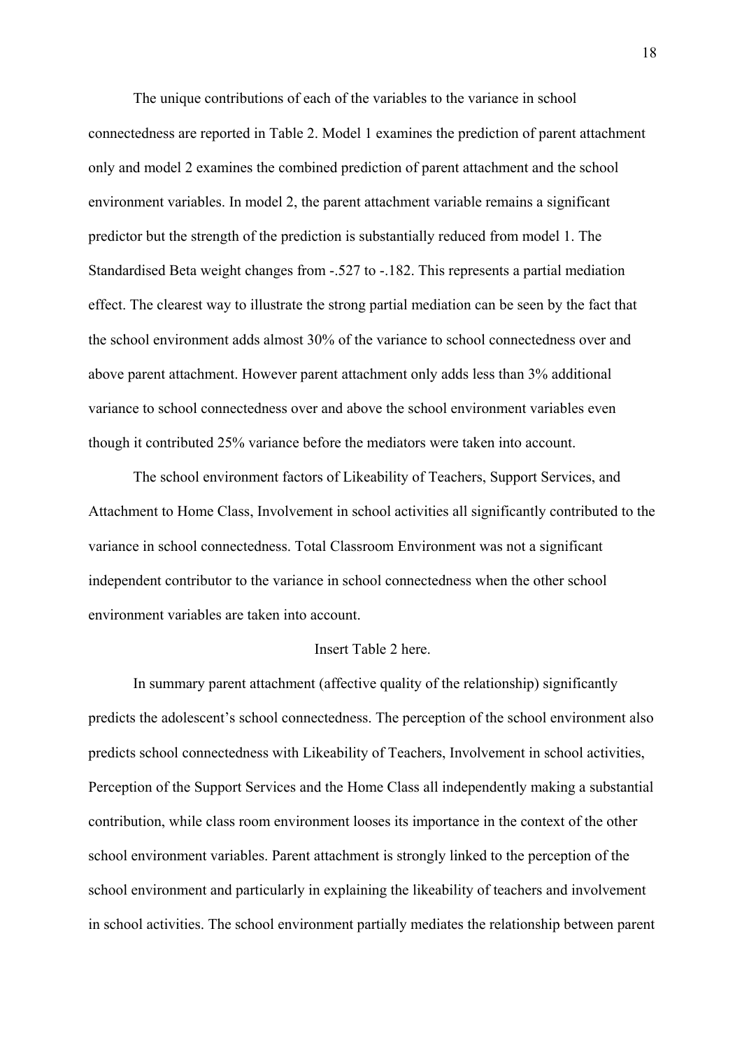The unique contributions of each of the variables to the variance in school connectedness are reported in Table 2. Model 1 examines the prediction of parent attachment only and model 2 examines the combined prediction of parent attachment and the school environment variables. In model 2, the parent attachment variable remains a significant predictor but the strength of the prediction is substantially reduced from model 1. The Standardised Beta weight changes from -.527 to -.182. This represents a partial mediation effect. The clearest way to illustrate the strong partial mediation can be seen by the fact that the school environment adds almost 30% of the variance to school connectedness over and above parent attachment. However parent attachment only adds less than 3% additional variance to school connectedness over and above the school environment variables even though it contributed 25% variance before the mediators were taken into account.

The school environment factors of Likeability of Teachers, Support Services, and Attachment to Home Class, Involvement in school activities all significantly contributed to the variance in school connectedness. Total Classroom Environment was not a significant independent contributor to the variance in school connectedness when the other school environment variables are taken into account.

Insert Table 2 here.

In summary parent attachment (affective quality of the relationship) significantly predicts the adolescent's school connectedness. The perception of the school environment also predicts school connectedness with Likeability of Teachers, Involvement in school activities, Perception of the Support Services and the Home Class all independently making a substantial contribution, while class room environment looses its importance in the context of the other school environment variables. Parent attachment is strongly linked to the perception of the school environment and particularly in explaining the likeability of teachers and involvement in school activities. The school environment partially mediates the relationship between parent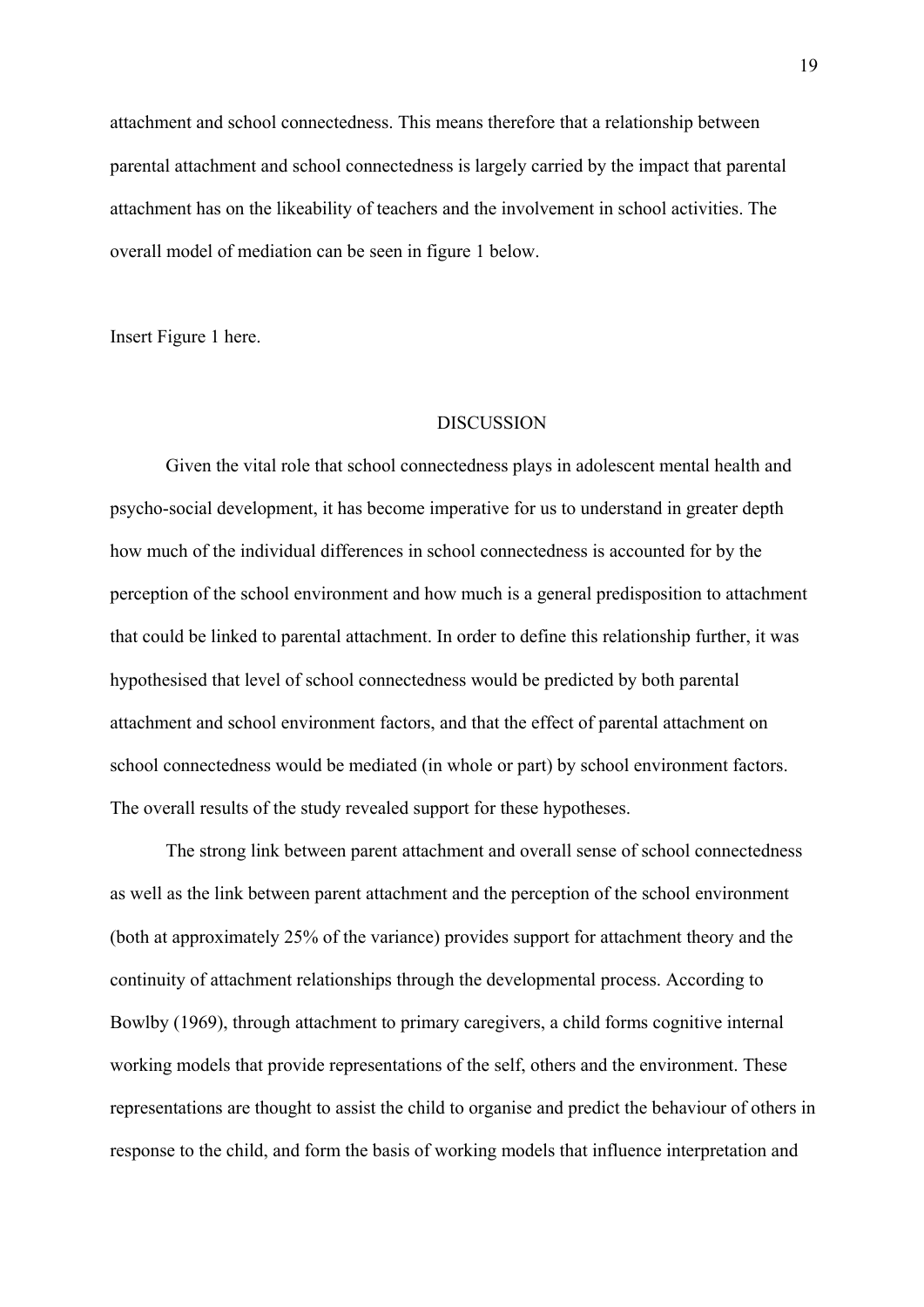attachment and school connectedness. This means therefore that a relationship between parental attachment and school connectedness is largely carried by the impact that parental attachment has on the likeability of teachers and the involvement in school activities. The overall model of mediation can be seen in figure 1 below.

Insert Figure 1 here.

## DISCUSSION

Given the vital role that school connectedness plays in adolescent mental health and psycho-social development, it has become imperative for us to understand in greater depth how much of the individual differences in school connectedness is accounted for by the perception of the school environment and how much is a general predisposition to attachment that could be linked to parental attachment. In order to define this relationship further, it was hypothesised that level of school connectedness would be predicted by both parental attachment and school environment factors, and that the effect of parental attachment on school connectedness would be mediated (in whole or part) by school environment factors. The overall results of the study revealed support for these hypotheses.

The strong link between parent attachment and overall sense of school connectedness as well as the link between parent attachment and the perception of the school environment (both at approximately 25% of the variance) provides support for attachment theory and the continuity of attachment relationships through the developmental process. According to Bowlby (1969), through attachment to primary caregivers, a child forms cognitive internal working models that provide representations of the self, others and the environment. These representations are thought to assist the child to organise and predict the behaviour of others in response to the child, and form the basis of working models that influence interpretation and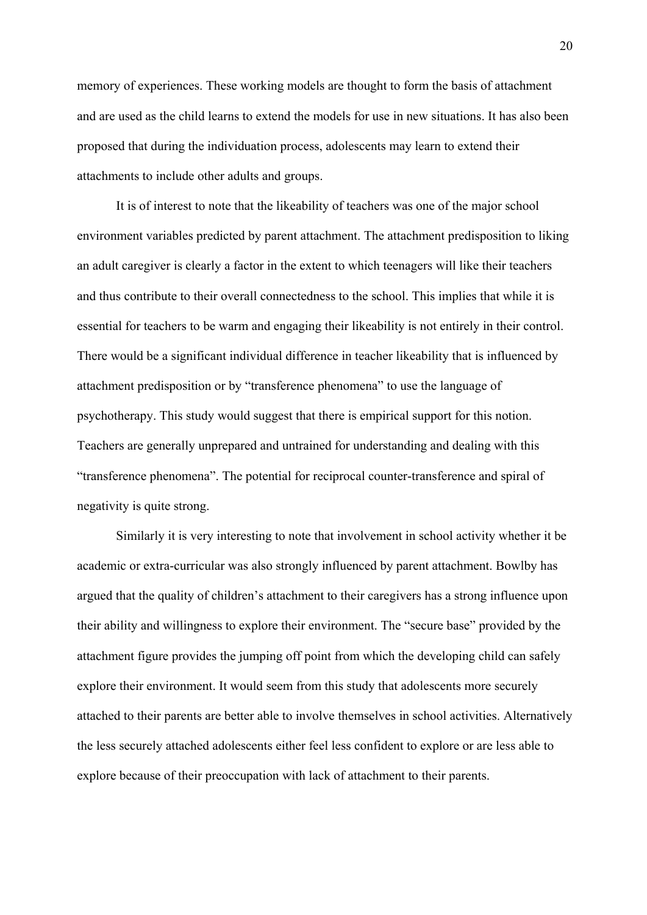memory of experiences. These working models are thought to form the basis of attachment and are used as the child learns to extend the models for use in new situations. It has also been proposed that during the individuation process, adolescents may learn to extend their attachments to include other adults and groups.

It is of interest to note that the likeability of teachers was one of the major school environment variables predicted by parent attachment. The attachment predisposition to liking an adult caregiver is clearly a factor in the extent to which teenagers will like their teachers and thus contribute to their overall connectedness to the school. This implies that while it is essential for teachers to be warm and engaging their likeability is not entirely in their control. There would be a significant individual difference in teacher likeability that is influenced by attachment predisposition or by "transference phenomena" to use the language of psychotherapy. This study would suggest that there is empirical support for this notion. Teachers are generally unprepared and untrained for understanding and dealing with this "transference phenomena". The potential for reciprocal counter-transference and spiral of negativity is quite strong.

Similarly it is very interesting to note that involvement in school activity whether it be academic or extra-curricular was also strongly influenced by parent attachment. Bowlby has argued that the quality of children's attachment to their caregivers has a strong influence upon their ability and willingness to explore their environment. The "secure base" provided by the attachment figure provides the jumping off point from which the developing child can safely explore their environment. It would seem from this study that adolescents more securely attached to their parents are better able to involve themselves in school activities. Alternatively the less securely attached adolescents either feel less confident to explore or are less able to explore because of their preoccupation with lack of attachment to their parents.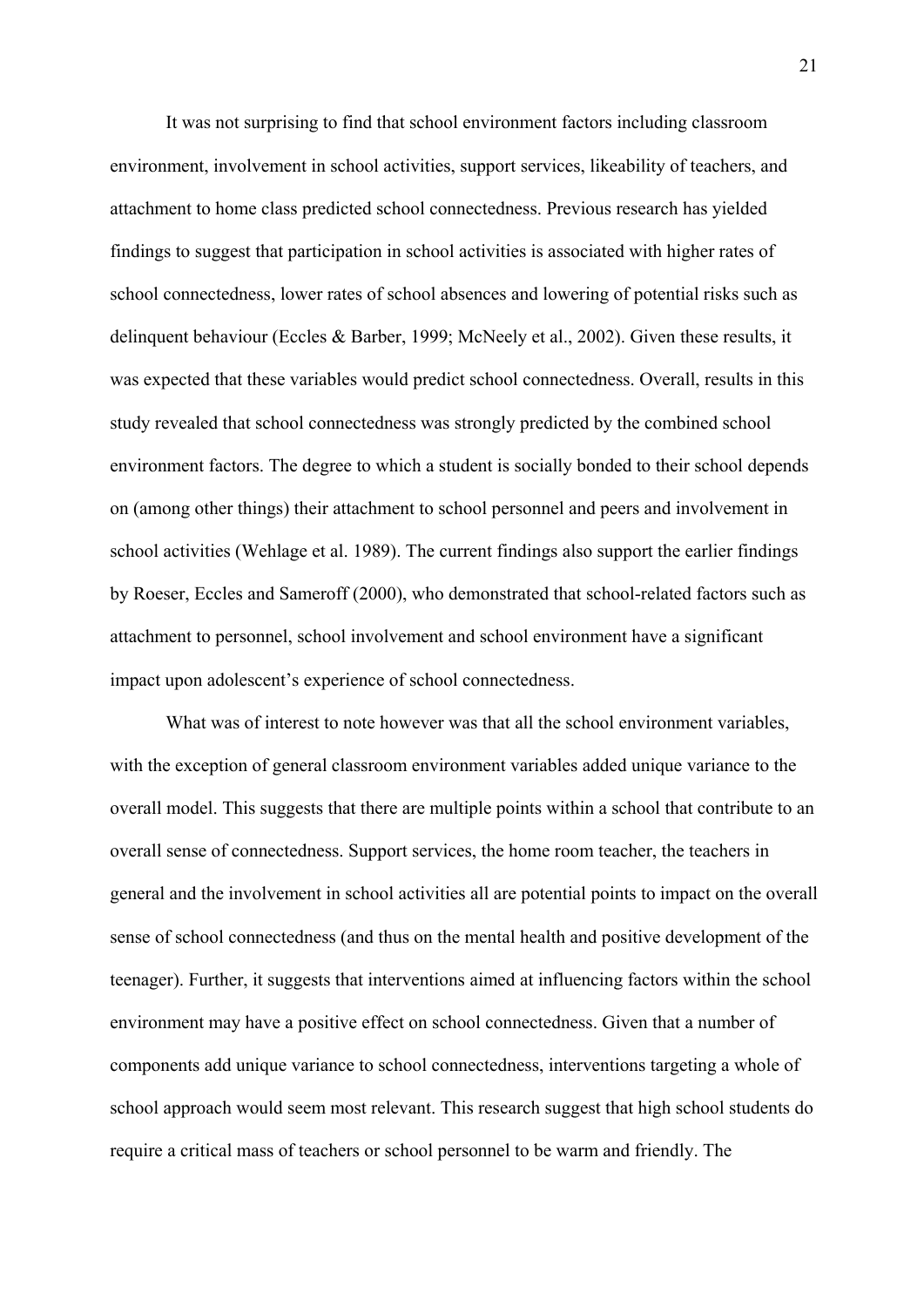It was not surprising to find that school environment factors including classroom environment, involvement in school activities, support services, likeability of teachers, and attachment to home class predicted school connectedness. Previous research has yielded findings to suggest that participation in school activities is associated with higher rates of school connectedness, lower rates of school absences and lowering of potential risks such as delinquent behaviour (Eccles & Barber, 1999; McNeely et al., 2002). Given these results, it was expected that these variables would predict school connectedness. Overall, results in this study revealed that school connectedness was strongly predicted by the combined school environment factors. The degree to which a student is socially bonded to their school depends on (among other things) their attachment to school personnel and peers and involvement in school activities (Wehlage et al. 1989). The current findings also support the earlier findings by Roeser, Eccles and Sameroff (2000), who demonstrated that school-related factors such as attachment to personnel, school involvement and school environment have a significant impact upon adolescent's experience of school connectedness.

What was of interest to note however was that all the school environment variables, with the exception of general classroom environment variables added unique variance to the overall model. This suggests that there are multiple points within a school that contribute to an overall sense of connectedness. Support services, the home room teacher, the teachers in general and the involvement in school activities all are potential points to impact on the overall sense of school connectedness (and thus on the mental health and positive development of the teenager). Further, it suggests that interventions aimed at influencing factors within the school environment may have a positive effect on school connectedness. Given that a number of components add unique variance to school connectedness, interventions targeting a whole of school approach would seem most relevant. This research suggest that high school students do require a critical mass of teachers or school personnel to be warm and friendly. The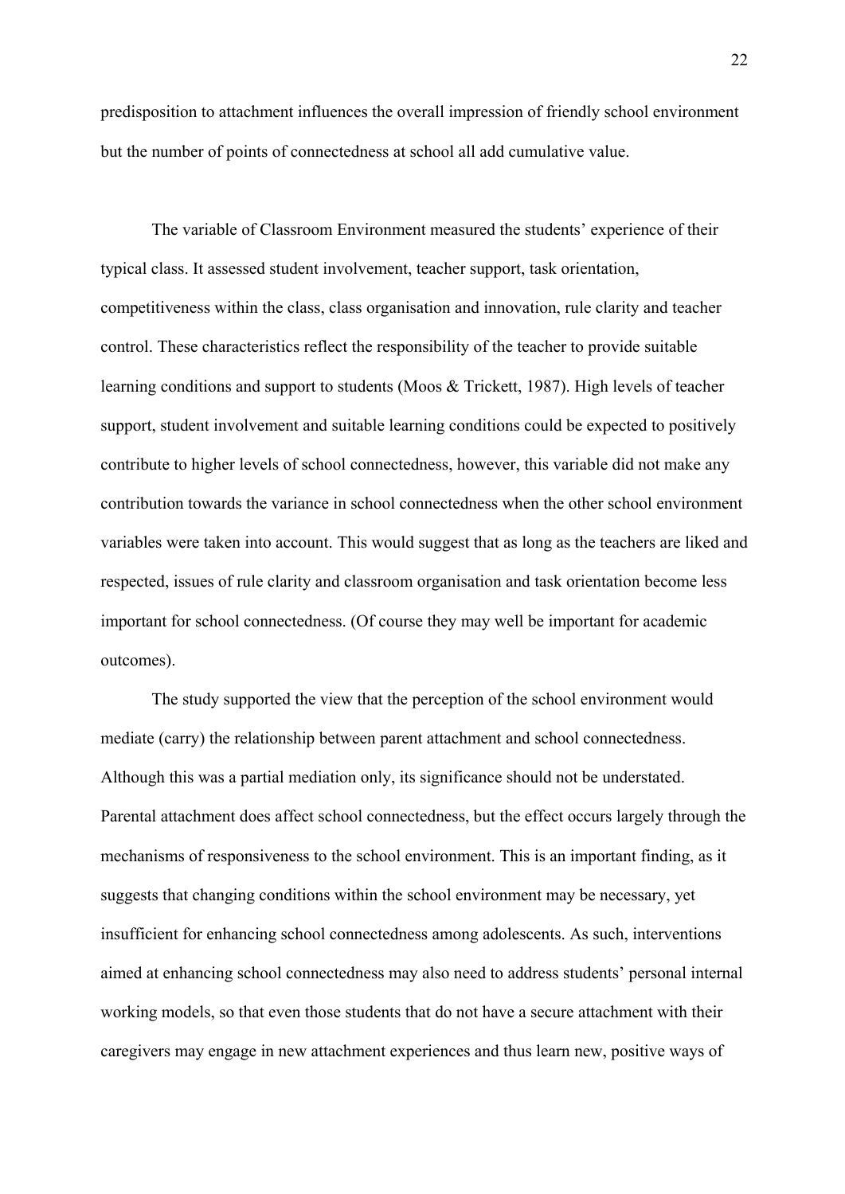predisposition to attachment influences the overall impression of friendly school environment but the number of points of connectedness at school all add cumulative value.

The variable of Classroom Environment measured the students' experience of their typical class. It assessed student involvement, teacher support, task orientation, competitiveness within the class, class organisation and innovation, rule clarity and teacher control. These characteristics reflect the responsibility of the teacher to provide suitable learning conditions and support to students (Moos & Trickett, 1987). High levels of teacher support, student involvement and suitable learning conditions could be expected to positively contribute to higher levels of school connectedness, however, this variable did not make any contribution towards the variance in school connectedness when the other school environment variables were taken into account. This would suggest that as long as the teachers are liked and respected, issues of rule clarity and classroom organisation and task orientation become less important for school connectedness. (Of course they may well be important for academic outcomes).

The study supported the view that the perception of the school environment would mediate (carry) the relationship between parent attachment and school connectedness. Although this was a partial mediation only, its significance should not be understated. Parental attachment does affect school connectedness, but the effect occurs largely through the mechanisms of responsiveness to the school environment. This is an important finding, as it suggests that changing conditions within the school environment may be necessary, yet insufficient for enhancing school connectedness among adolescents. As such, interventions aimed at enhancing school connectedness may also need to address students' personal internal working models, so that even those students that do not have a secure attachment with their caregivers may engage in new attachment experiences and thus learn new, positive ways of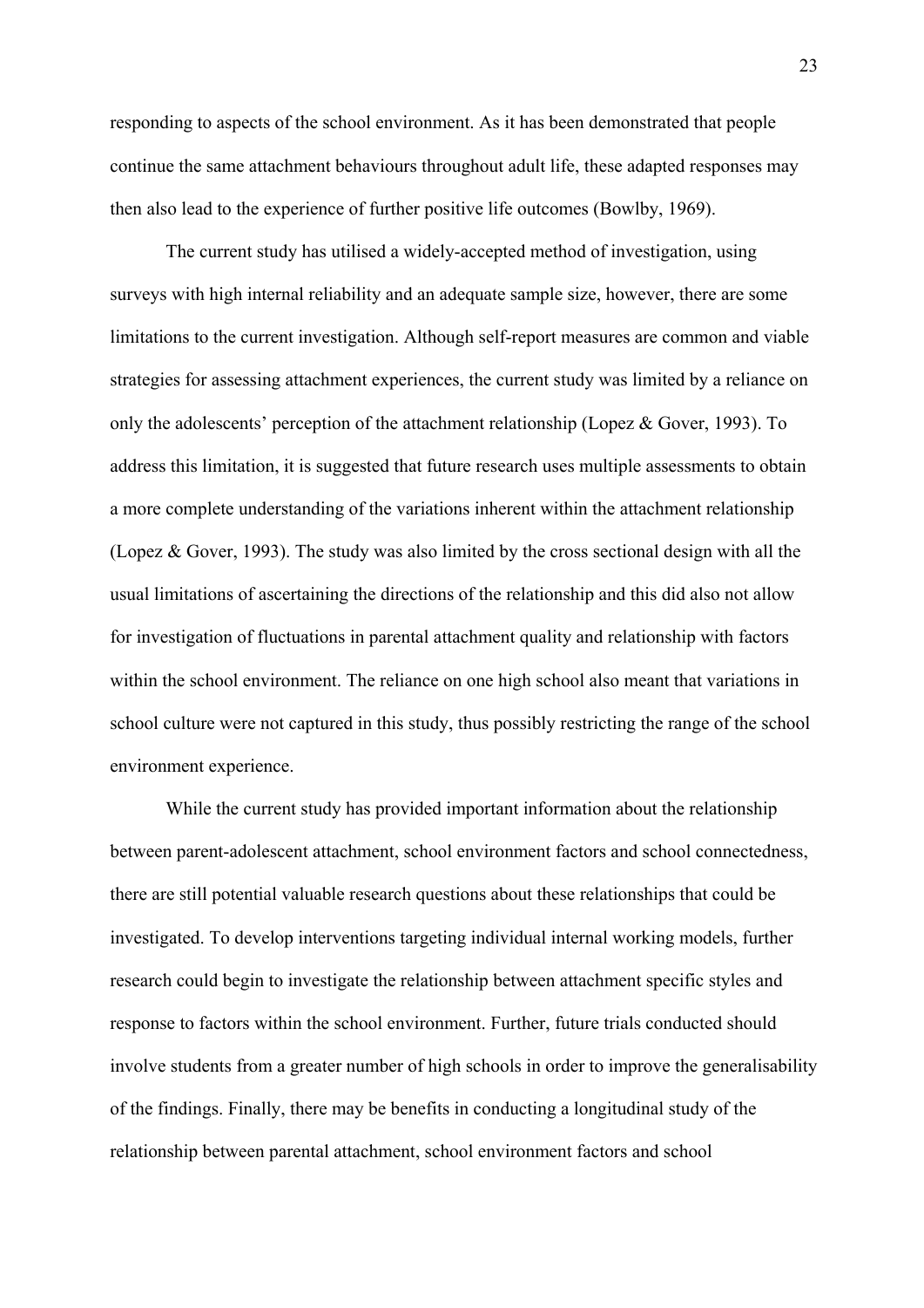responding to aspects of the school environment. As it has been demonstrated that people continue the same attachment behaviours throughout adult life, these adapted responses may then also lead to the experience of further positive life outcomes (Bowlby, 1969).

The current study has utilised a widely-accepted method of investigation, using surveys with high internal reliability and an adequate sample size, however, there are some limitations to the current investigation. Although self-report measures are common and viable strategies for assessing attachment experiences, the current study was limited by a reliance on only the adolescents' perception of the attachment relationship (Lopez & Gover, 1993). To address this limitation, it is suggested that future research uses multiple assessments to obtain a more complete understanding of the variations inherent within the attachment relationship (Lopez & Gover, 1993). The study was also limited by the cross sectional design with all the usual limitations of ascertaining the directions of the relationship and this did also not allow for investigation of fluctuations in parental attachment quality and relationship with factors within the school environment. The reliance on one high school also meant that variations in school culture were not captured in this study, thus possibly restricting the range of the school environment experience.

While the current study has provided important information about the relationship between parent-adolescent attachment, school environment factors and school connectedness, there are still potential valuable research questions about these relationships that could be investigated. To develop interventions targeting individual internal working models, further research could begin to investigate the relationship between attachment specific styles and response to factors within the school environment. Further, future trials conducted should involve students from a greater number of high schools in order to improve the generalisability of the findings. Finally, there may be benefits in conducting a longitudinal study of the relationship between parental attachment, school environment factors and school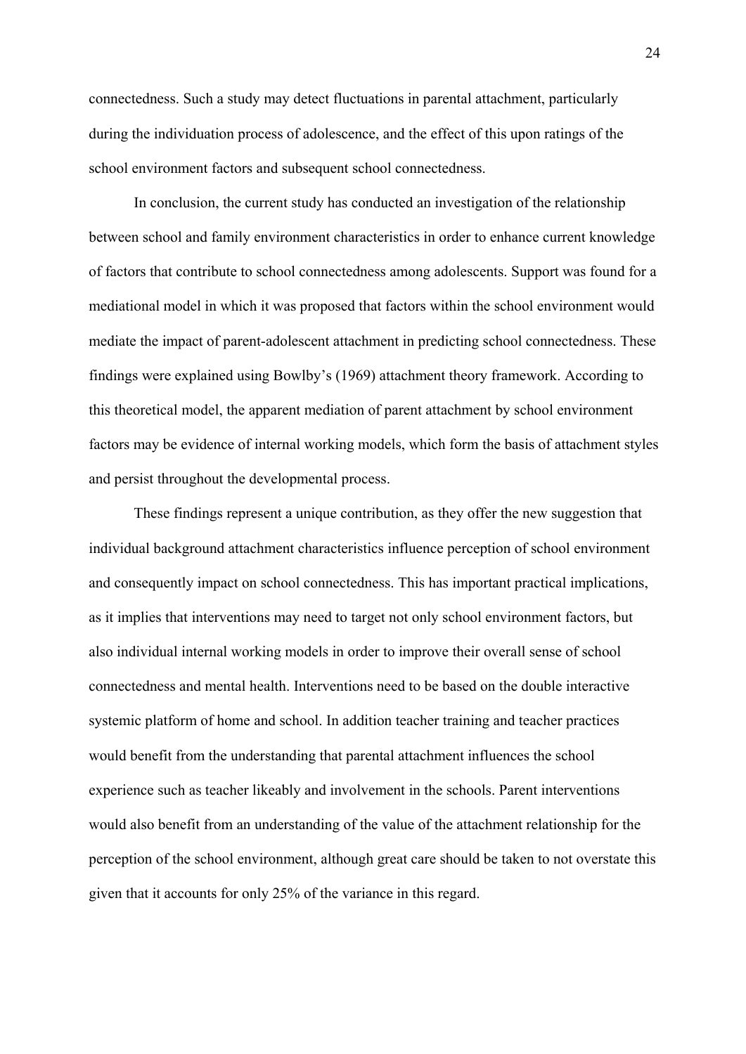connectedness. Such a study may detect fluctuations in parental attachment, particularly during the individuation process of adolescence, and the effect of this upon ratings of the school environment factors and subsequent school connectedness.

In conclusion, the current study has conducted an investigation of the relationship between school and family environment characteristics in order to enhance current knowledge of factors that contribute to school connectedness among adolescents. Support was found for a mediational model in which it was proposed that factors within the school environment would mediate the impact of parent-adolescent attachment in predicting school connectedness. These findings were explained using Bowlby's (1969) attachment theory framework. According to this theoretical model, the apparent mediation of parent attachment by school environment factors may be evidence of internal working models, which form the basis of attachment styles and persist throughout the developmental process.

These findings represent a unique contribution, as they offer the new suggestion that individual background attachment characteristics influence perception of school environment and consequently impact on school connectedness. This has important practical implications, as it implies that interventions may need to target not only school environment factors, but also individual internal working models in order to improve their overall sense of school connectedness and mental health. Interventions need to be based on the double interactive systemic platform of home and school. In addition teacher training and teacher practices would benefit from the understanding that parental attachment influences the school experience such as teacher likeably and involvement in the schools. Parent interventions would also benefit from an understanding of the value of the attachment relationship for the perception of the school environment, although great care should be taken to not overstate this given that it accounts for only 25% of the variance in this regard.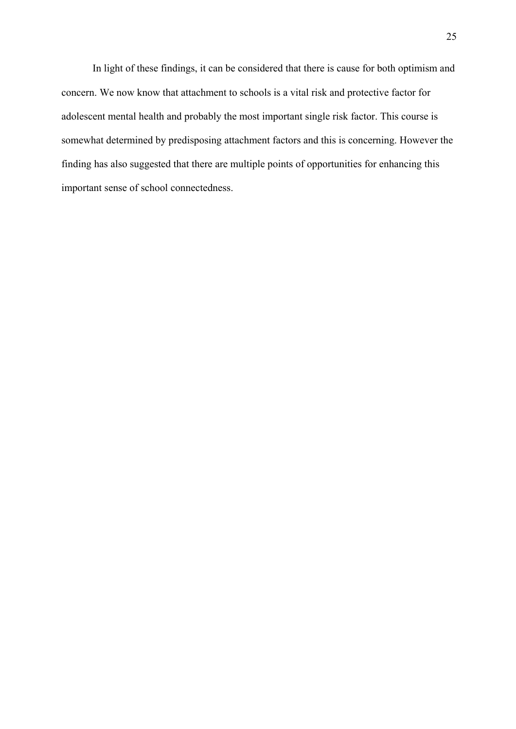In light of these findings, it can be considered that there is cause for both optimism and concern. We now know that attachment to schools is a vital risk and protective factor for adolescent mental health and probably the most important single risk factor. This course is somewhat determined by predisposing attachment factors and this is concerning. However the finding has also suggested that there are multiple points of opportunities for enhancing this important sense of school connectedness.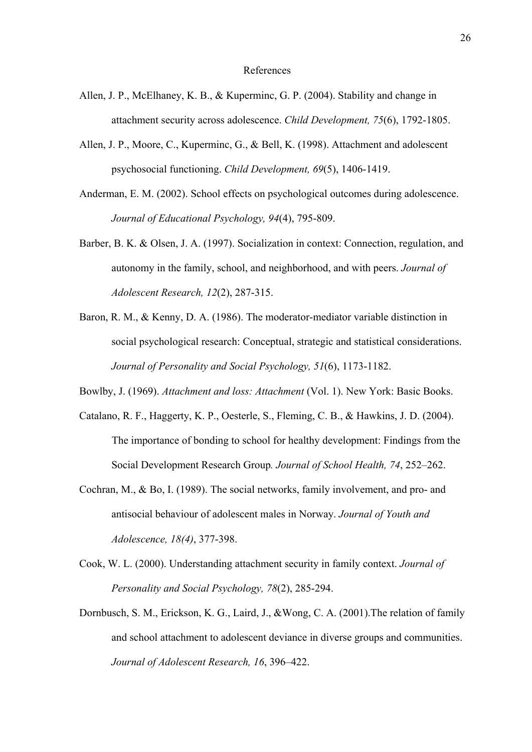# References

Allen, J. P., McElhaney, K. B., & Kuperminc, G. P. (2004). Stability and change in attachment security across adolescence. *Child Development, 75*(6), 1792-1805.

Allen, J. P., Moore, C., Kuperminc, G., & Bell, K. (1998). Attachment and adolescent psychosocial functioning. *Child Development, 69*(5), 1406-1419.

Anderman, E. M. (2002). School effects on psychological outcomes during adolescence. *Journal of Educational Psychology, 94*(4), 795-809.

Barber, B. K. & Olsen, J. A. (1997). Socialization in context: Connection, regulation, and autonomy in the family, school, and neighborhood, and with peers. *Journal of Adolescent Research, 12*(2), 287-315.

Baron, R. M., & Kenny, D. A. (1986). The moderator-mediator variable distinction in social psychological research: Conceptual, strategic and statistical considerations. *Journal of Personality and Social Psychology, 51*(6), 1173-1182.

Bowlby, J. (1969). *Attachment and loss: Attachment* (Vol. 1). New York: Basic Books.

Catalano, R. F., Haggerty, K. P., Oesterle, S., Fleming, C. B., & Hawkins, J. D. (2004). The importance of bonding to school for healthy development: Findings from the Social Development Research Group*. Journal of School Health, 74*, 252–262.

Cochran, M., & Bo, I. (1989). The social networks, family involvement, and pro- and antisocial behaviour of adolescent males in Norway. *Journal of Youth and Adolescence, 18(4)*, 377-398.

Cook, W. L. (2000). Understanding attachment security in family context. *Journal of Personality and Social Psychology, 78*(2), 285-294.

Dornbusch, S. M., Erickson, K. G., Laird, J., &Wong, C. A. (2001).The relation of family and school attachment to adolescent deviance in diverse groups and communities. *Journal of Adolescent Research, 16*, 396–422.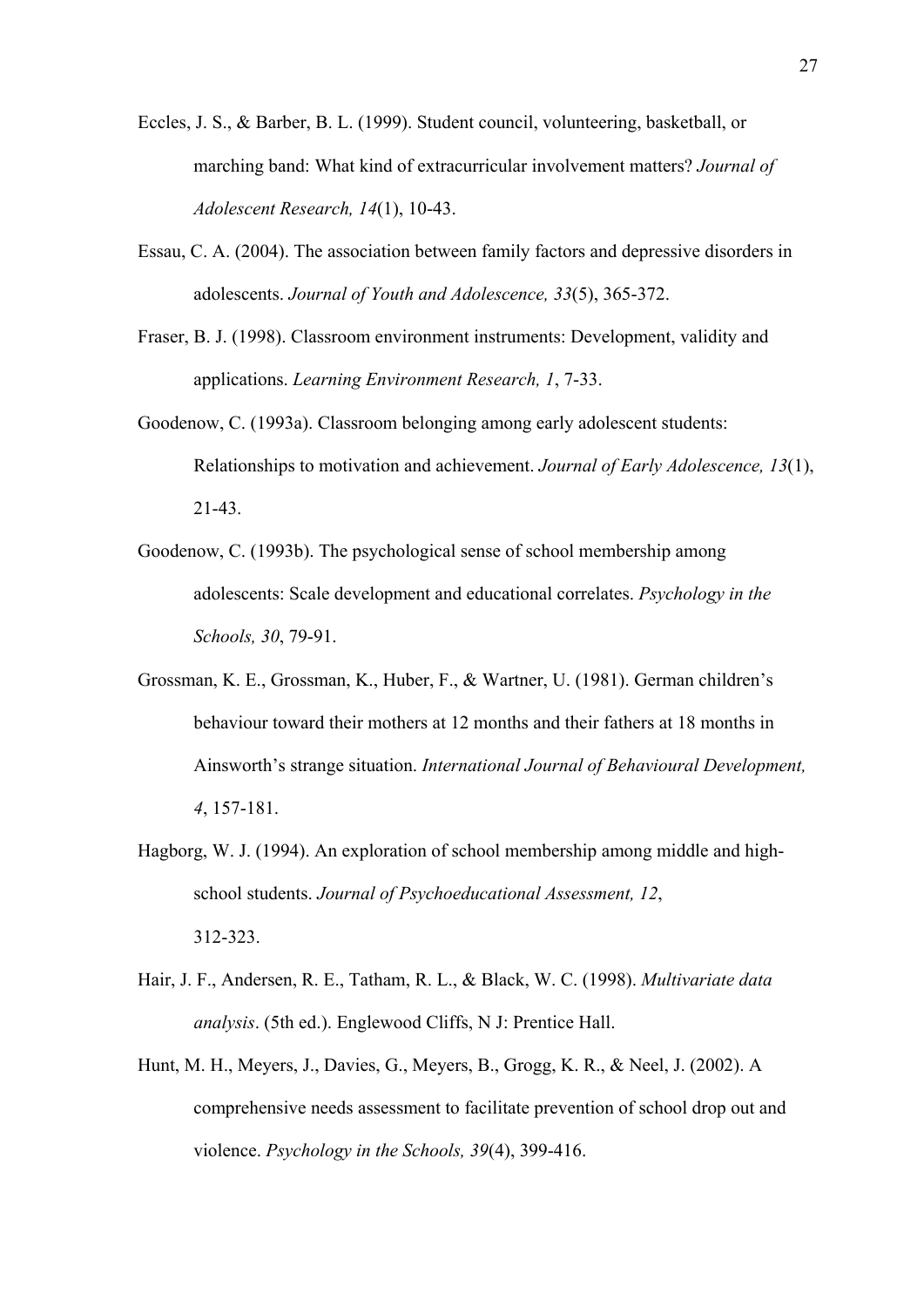Eccles, J. S., & Barber, B. L. (1999). Student council, volunteering, basketball, or marching band: What kind of extracurricular involvement matters? *Journal of Adolescent Research, 14*(1), 10-43.

Essau, C. A. (2004). The association between family factors and depressive disorders in adolescents. *Journal of Youth and Adolescence, 33*(5), 365-372.

Fraser, B. J. (1998). Classroom environment instruments: Development, validity and applications. *Learning Environment Research, 1*, 7-33.

Goodenow, C. (1993a). Classroom belonging among early adolescent students: Relationships to motivation and achievement. *Journal of Early Adolescence, 13*(1), 21-43.

Goodenow, C. (1993b). The psychological sense of school membership among adolescents: Scale development and educational correlates. *Psychology in the Schools, 30*, 79-91.

Grossman, K. E., Grossman, K., Huber, F., & Wartner, U. (1981). German children's behaviour toward their mothers at 12 months and their fathers at 18 months in Ainsworth's strange situation. *International Journal of Behavioural Development, 4*, 157-181.

Hagborg, W. J. (1994). An exploration of school membership among middle and high-school students. *Journal of Psychoeducational Assessment, 12*, 312-323.

Hair, J. F., Andersen, R. E., Tatham, R. L., & Black, W. C. (1998). *Multivariate data analysis*. (5th ed.). Englewood Cliffs, N J: Prentice Hall.

Hunt, M. H., Meyers, J., Davies, G., Meyers, B., Grogg, K. R., & Neel, J. (2002). A comprehensive needs assessment to facilitate prevention of school drop out and violence. *Psychology in the Schools, 39*(4), 399-416.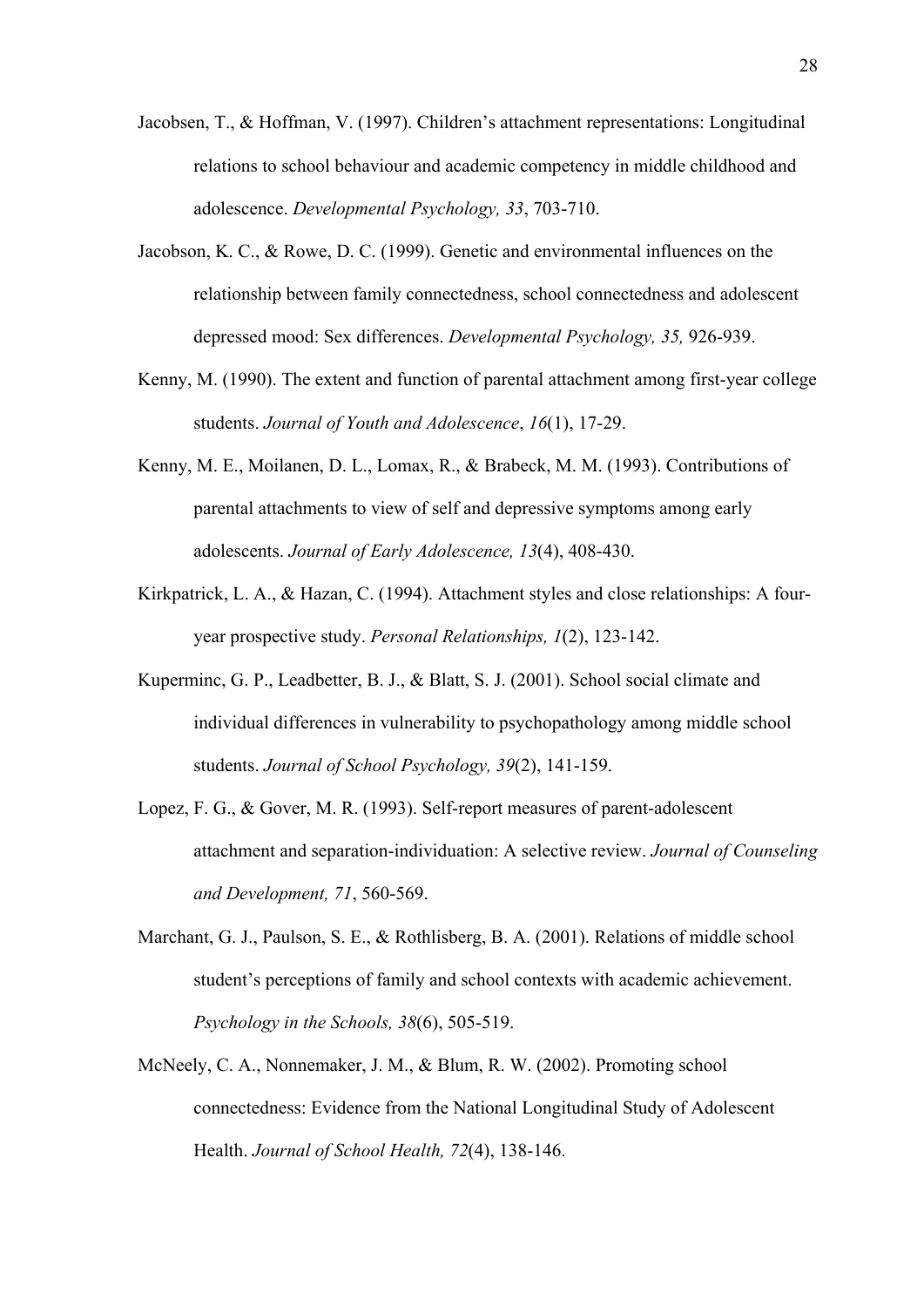Jacobsen, T., & Hoffman, V. (1997). Children's attachment representations: Longitudinal relations to school behaviour and academic competency in middle childhood and adolescence. *Developmental Psychology, 33*, 703-710.

Jacobson, K. C., & Rowe, D. C. (1999). Genetic and environmental influences on the relationship between family connectedness, school connectedness and adolescent depressed mood: Sex differences. *Developmental Psychology, 35,* 926-939.

Kenny, M. (1990). The extent and function of parental attachment among first-year college students. *Journal of Youth and Adolescence*, *16*(1), 17-29.

Kenny, M. E., Moilanen, D. L., Lomax, R., & Brabeck, M. M. (1993). Contributions of parental attachments to view of self and depressive symptoms among early adolescents. *Journal of Early Adolescence, 13*(4), 408-430.

Kirkpatrick, L. A., & Hazan, C. (1994). Attachment styles and close relationships: A four-year prospective study. *Personal Relationships, 1*(2), 123-142.

Kuperminc, G. P., Leadbetter, B. J., & Blatt, S. J. (2001). School social climate and individual differences in vulnerability to psychopathology among middle school students. *Journal of School Psychology, 39*(2), 141-159.

Lopez, F. G., & Gover, M. R. (1993). Self-report measures of parent-adolescent attachment and separation-individuation: A selective review. *Journal of Counseling and Development, 71*, 560-569.

Marchant, G. J., Paulson, S. E., & Rothlisberg, B. A. (2001). Relations of middle school student's perceptions of family and school contexts with academic achievement. *Psychology in the Schools, 38*(6), 505-519.

McNeely, C. A., Nonnemaker, J. M., & Blum, R. W. (2002). Promoting school connectedness: Evidence from the National Longitudinal Study of Adolescent Health. *Journal of School Health, 72*(4), 138-146.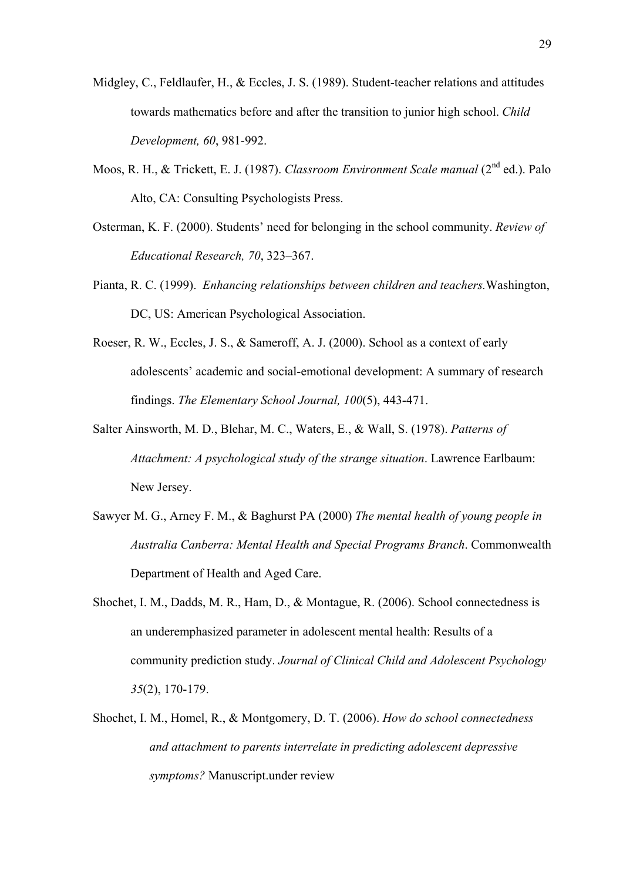Midgley, C., Feldlaufer, H., & Eccles, J. S. (1989). Student-teacher relations and attitudes towards mathematics before and after the transition to junior high school. *Child Development, 60*, 981-992.

Moos, R. H., & Trickett, E. J. (1987). *Classroom Environment Scale manual* (2nd ed.). Palo Alto, CA: Consulting Psychologists Press.

Osterman, K. F. (2000). Students' need for belonging in the school community. *Review of Educational Research, 70*, 323–367.

Pianta, R. C. (1999). *Enhancing relationships between children and teachers.* Washington, DC, US: American Psychological Association.

Roeser, R. W., Eccles, J. S., & Sameroff, A. J. (2000). School as a context of early adolescents' academic and social-emotional development: A summary of research findings. *The Elementary School Journal, 100*(5), 443-471.

Salter Ainsworth, M. D., Blehar, M. C., Waters, E., & Wall, S. (1978). *Patterns of Attachment: A psychological study of the strange situation*. Lawrence Earlbaum: New Jersey.

Sawyer M. G., Arney F. M., & Baghurst PA (2000) *The mental health of young people in Australia Canberra: Mental Health and Special Programs Branch*. Commonwealth Department of Health and Aged Care.

Shochet, I. M., Dadds, M. R., Ham, D., & Montague, R. (2006). School connectedness is an underemphasized parameter in adolescent mental health: Results of a community prediction study. *Journal of Clinical Child and Adolescent Psychology 35*(2), 170-179.

Shochet, I. M., Homel, R., & Montgomery, D. T. (2006). *How do school connectedness and attachment to parents interrelate in predicting adolescent depressive symptoms?* Manuscript.under review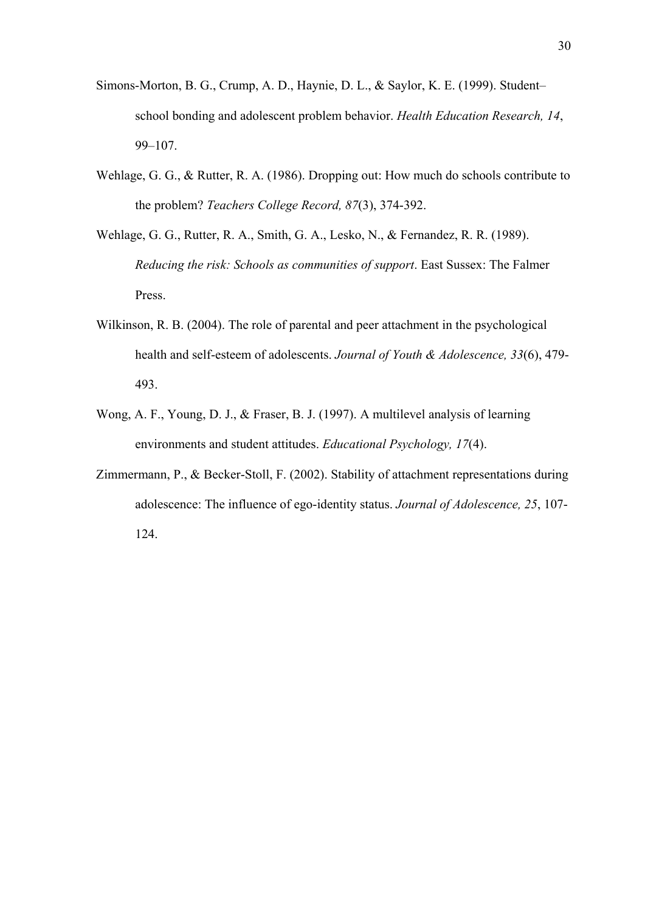Simons-Morton, B. G., Crump, A. D., Haynie, D. L., & Saylor, K. E. (1999). Student–school bonding and adolescent problem behavior. *Health Education Research, 14*, 99–107.

Wehlage, G. G., & Rutter, R. A. (1986). Dropping out: How much do schools contribute to the problem? *Teachers College Record, 87*(3), 374-392.

Wehlage, G. G., Rutter, R. A., Smith, G. A., Lesko, N., & Fernandez, R. R. (1989). *Reducing the risk: Schools as communities of support*. East Sussex: The Falmer Press.

Wilkinson, R. B. (2004). The role of parental and peer attachment in the psychological health and self-esteem of adolescents. *Journal of Youth & Adolescence, 33*(6), 479-493.

Wong, A. F., Young, D. J., & Fraser, B. J. (1997). A multilevel analysis of learning environments and student attitudes. *Educational Psychology, 17*(4).

Zimmermann, P., & Becker-Stoll, F. (2002). Stability of attachment representations during adolescence: The influence of ego-identity status. *Journal of Adolescence, 25*, 107-124.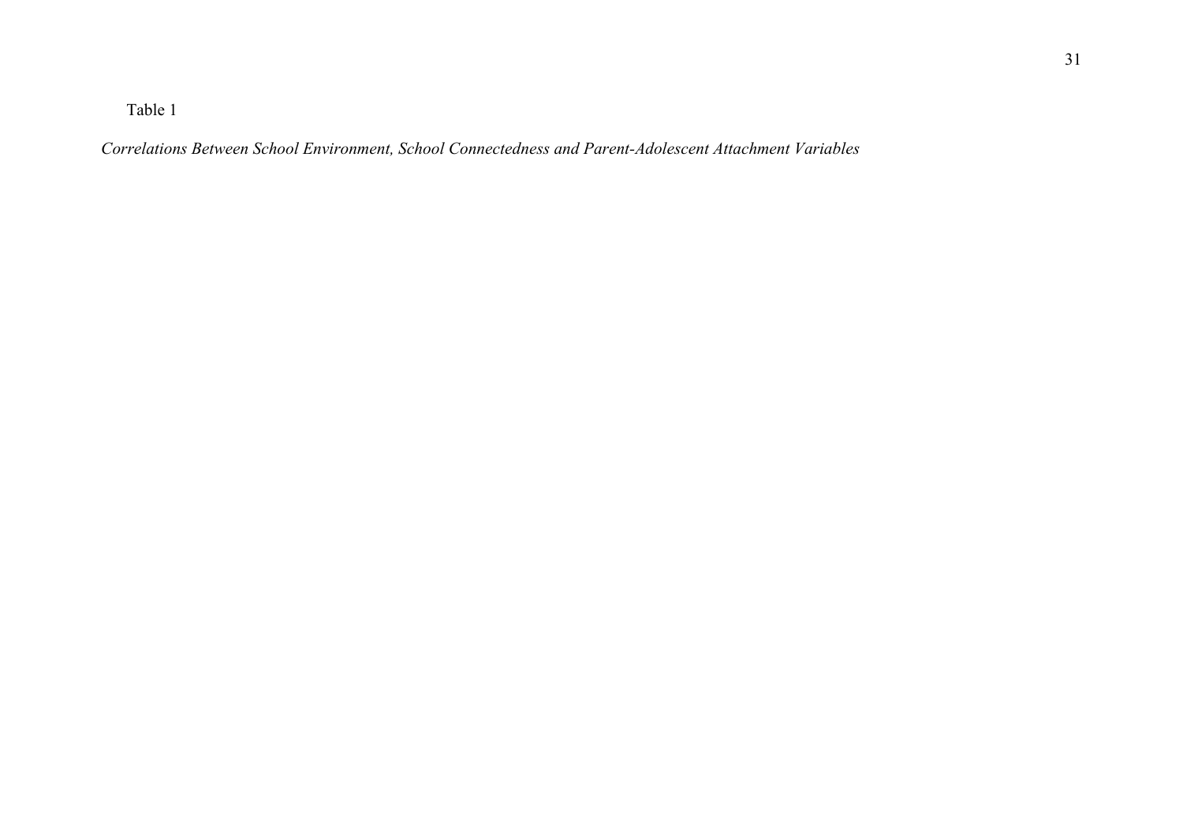Table 1

*Correlations Between School Environment, School Connectedness and Parent-Adolescent Attachment Variables*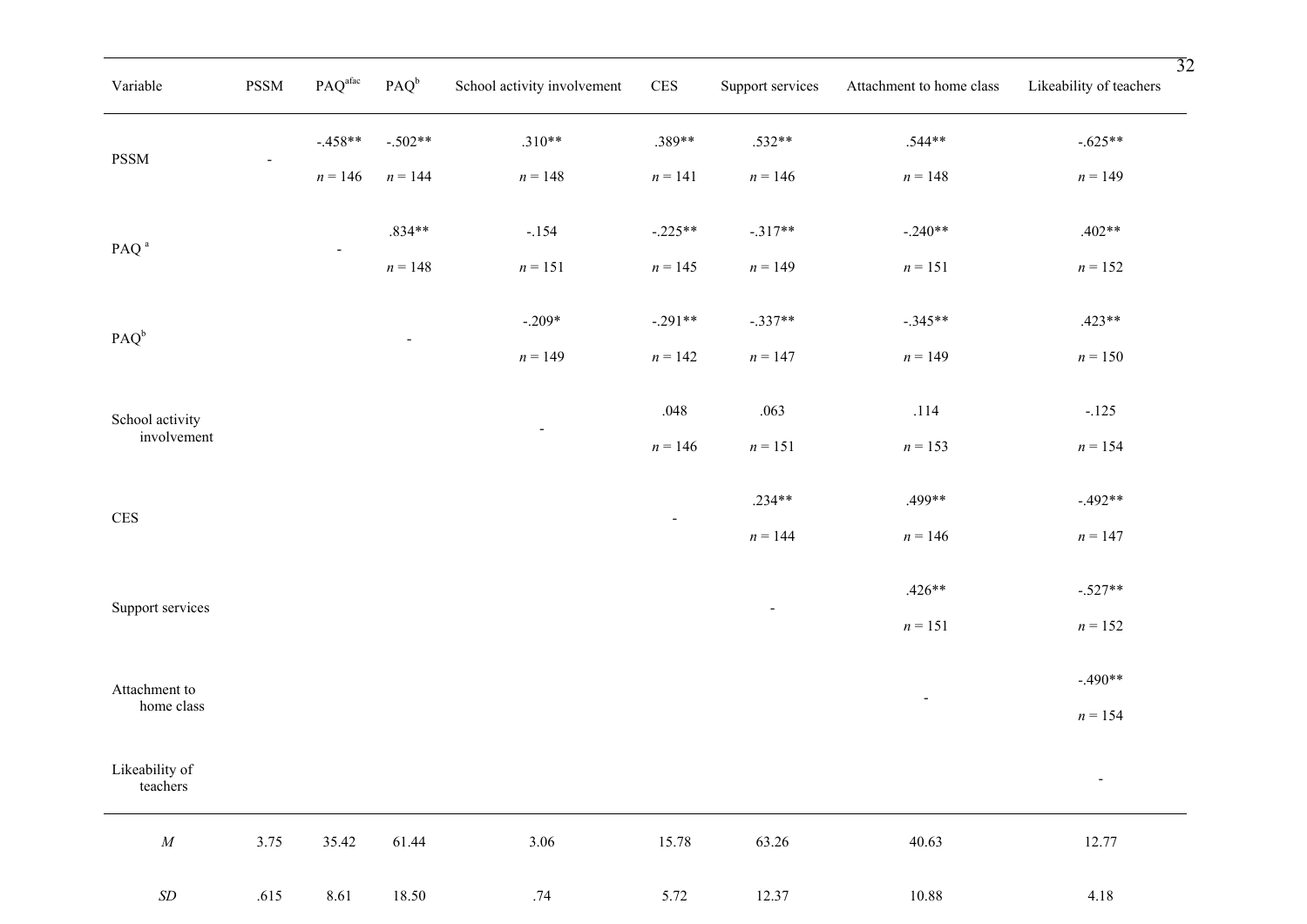| Variable | PSSM | PAQ[afac] | PAQ[b] | School activity involvement | CES | Support services | Attachment to home class | Likeability of teachers |
|---|---|---|---|---|---|---|---|---|
| PSSM | - | -.458** $n$ = 146 | -.502** $n$ = 144 | .310** $n$ = 148 | .389** $n$ = 141 | .532** $n$ = 146 | .544** $n$ = 148 | -.625** $n$ = 149 |
| PAQ[a] | | - | .834** $n$ = 148 | -.154 $n$ = 151 | -.225** $n$ = 145 | -.317** $n$ = 149 | -.240** $n$ = 151 | .402** $n$ = 152 |
| PAQ[b] | | | - | -.209* $n$ = 149 | -.291** $n$ = 142 | -.337** $n$ = 147 | -.345** $n$ = 149 | .423** $n$ = 150 |
| School activity involvement | | | | - | .048 $n$ = 146 | .063 $n$ = 151 | .114 $n$ = 153 | -.125 $n$ = 154 |
| CES | | | | | - | .234** $n$ = 144 | .499** $n$ = 146 | -.492** $n$ = 147 |
| Support services | | | | | | - | .426** $n$ = 151 | -.527** $n$ = 152 |
| Attachment to home class | | | | | | | - | -.490** $n$ = 154 |
| Likeability of teachers | | | | | | | | - |
| *M* | 3.75 | 35.42 | 61.44 | 3.06 | 15.78 | 63.26 | 40.63 | 12.77 |
| *SD* | .615 | 8.61 | 18.50 | .74 | 5.72 | 12.37 | 10.88 | 4.18 |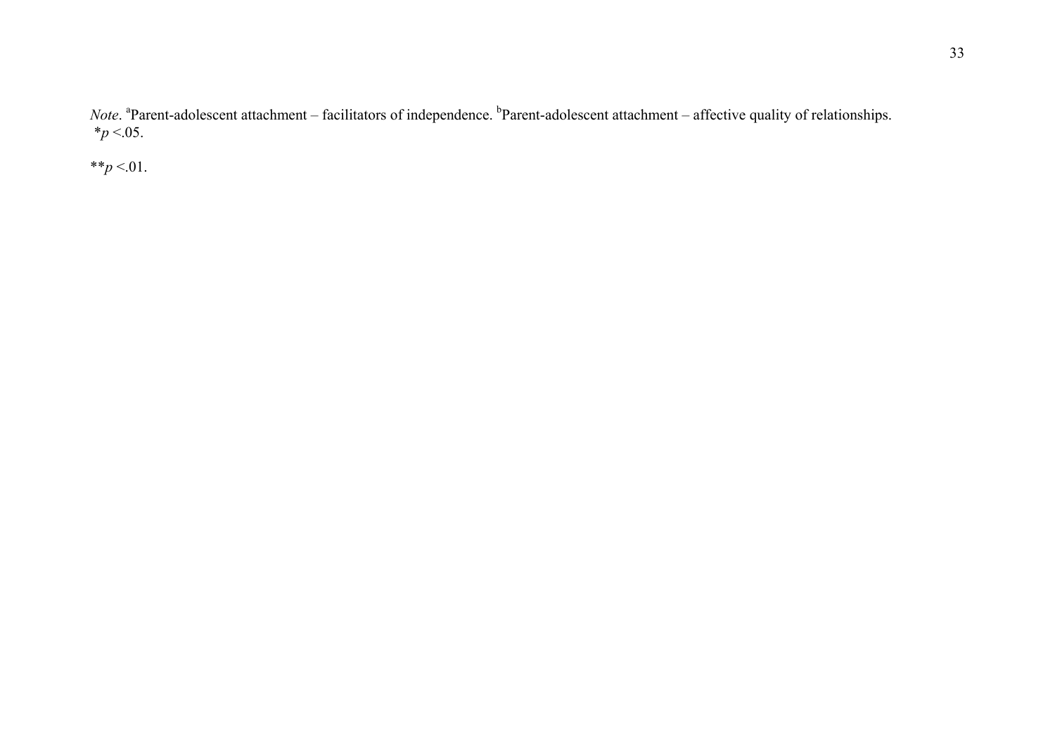*Note*. [a]Parent-adolescent attachment – facilitators of independence. [b]Parent-adolescent attachment – affective quality of relationships.
*$p$ <.05.

**$p$ <.01.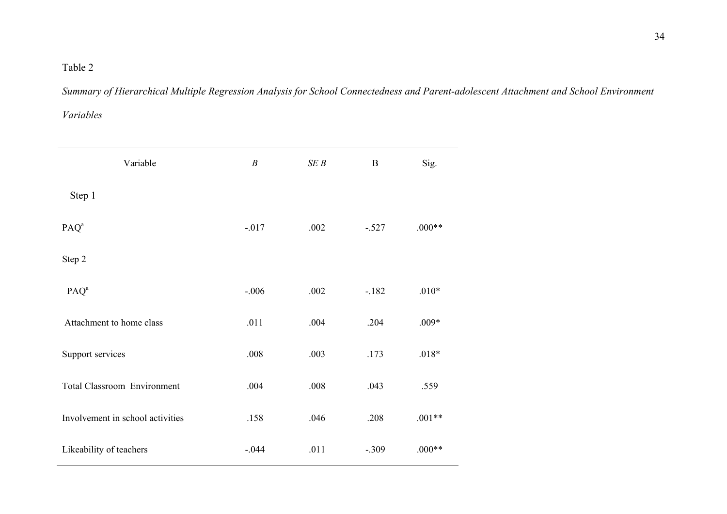Table 2

*Summary of Hierarchical Multiple Regression Analysis for School Connectedness and Parent-adolescent Attachment and School Environment Variables*

| Variable | *B* | *SE B* | Β | Sig. |
|---|---|---|---|---|
| Step 1 | | | | |
| PAQ[a] | -.017 | .002 | -.527 | .000** |
| Step 2 | | | | |
| PAQ[a] | -.006 | .002 | -.182 | .010* |
| Attachment to home class | .011 | .004 | .204 | .009* |
| Support services | .008 | .003 | .173 | .018* |
| Total Classroom Environment | .004 | .008 | .043 | .559 |
| Involvement in school activities | .158 | .046 | .208 | .001** |
| Likeability of teachers | -.044 | .011 | -.309 | .000** |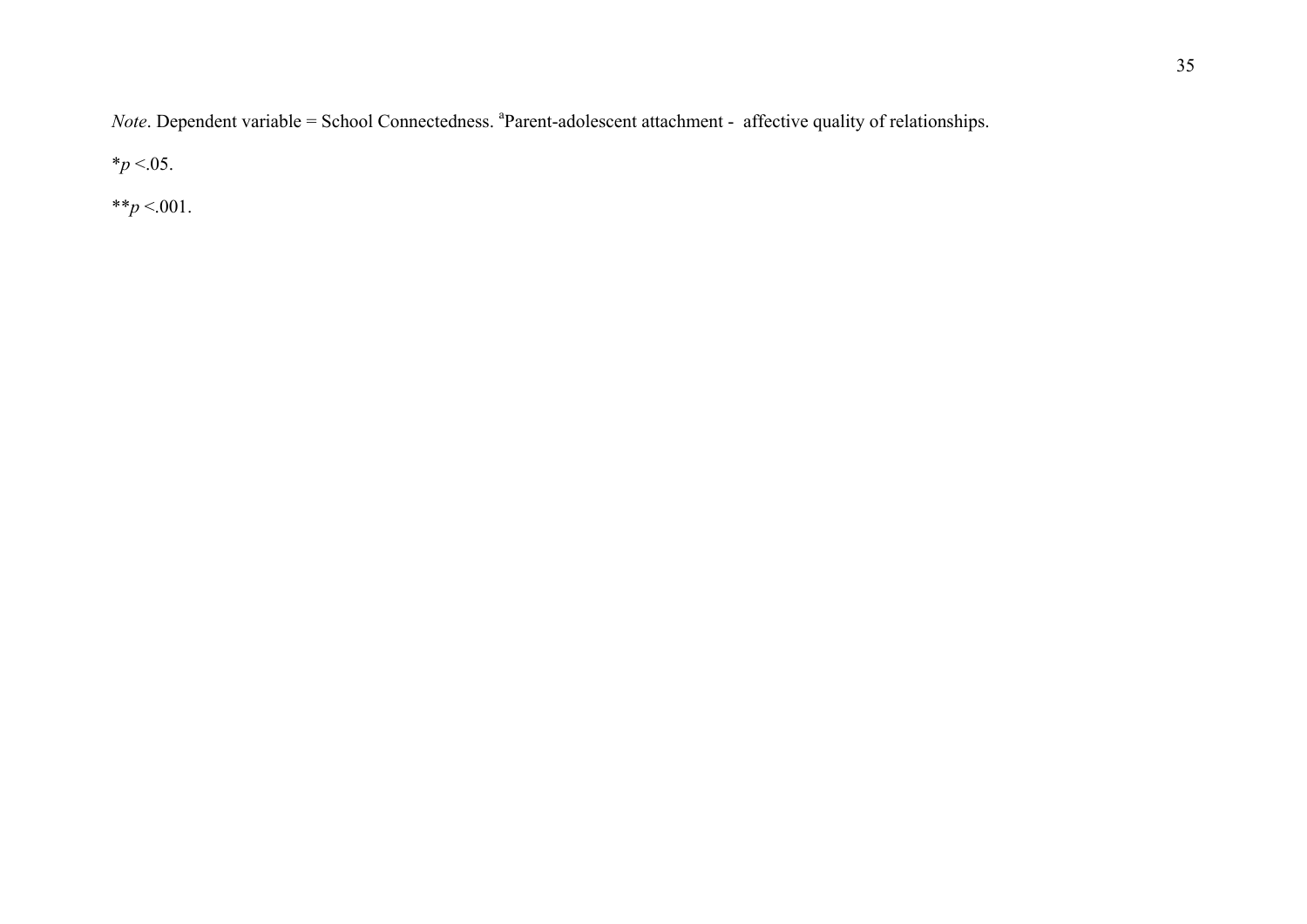*Note*. Dependent variable = School Connectedness. [a]Parent-adolescent attachment - affective quality of relationships.

*$p < .05$.

**$p < .001$.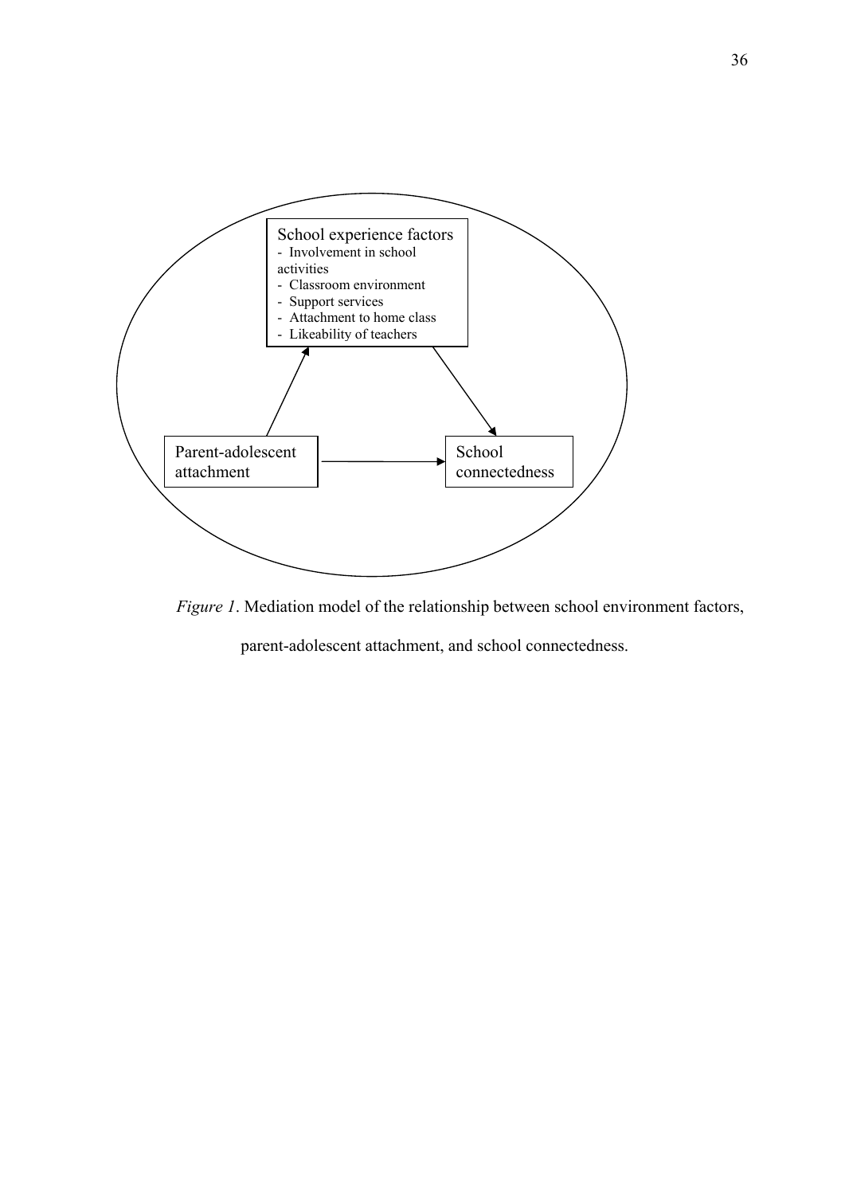School experience factors
- Involvement in school activities
- Classroom environment
- Support services
- Attachment to home class
- Likeability of teachers

Parent-adolescent attachment

School connectedness

*Figure 1*. Mediation model of the relationship between school environment factors, parent-adolescent attachment, and school connectedness.